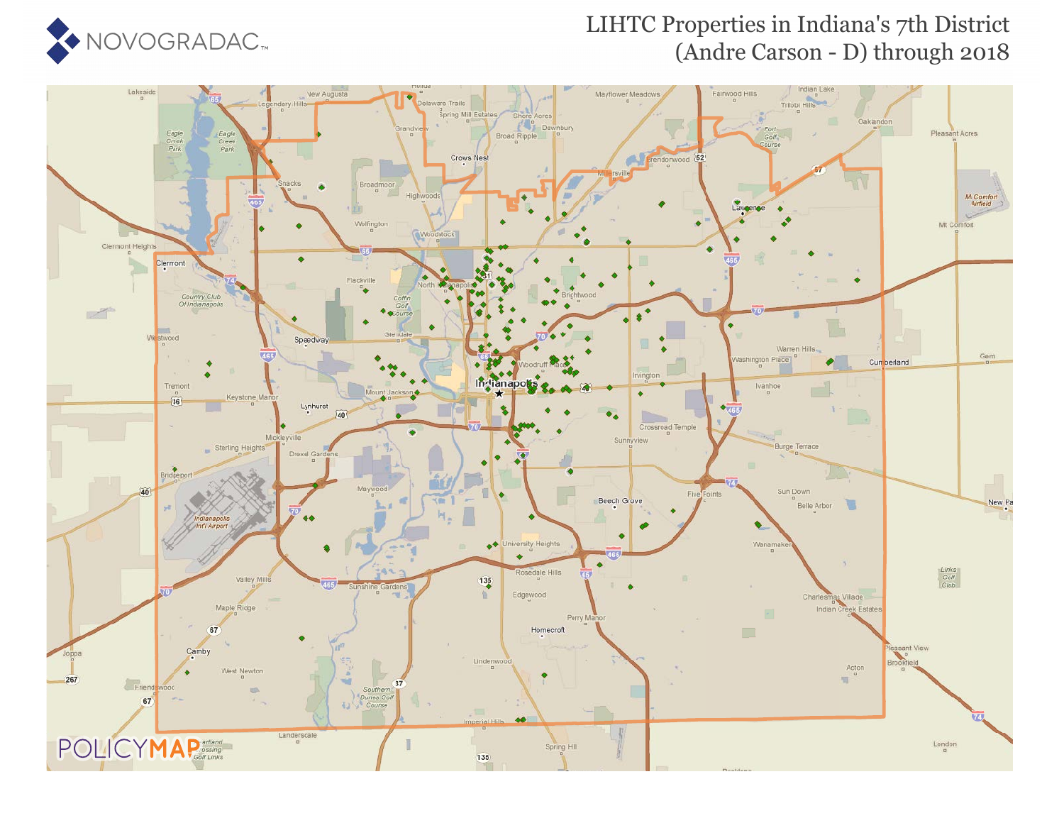# LIHTC Properties in Indiana's 7th District (Andre Carson - D) through 2018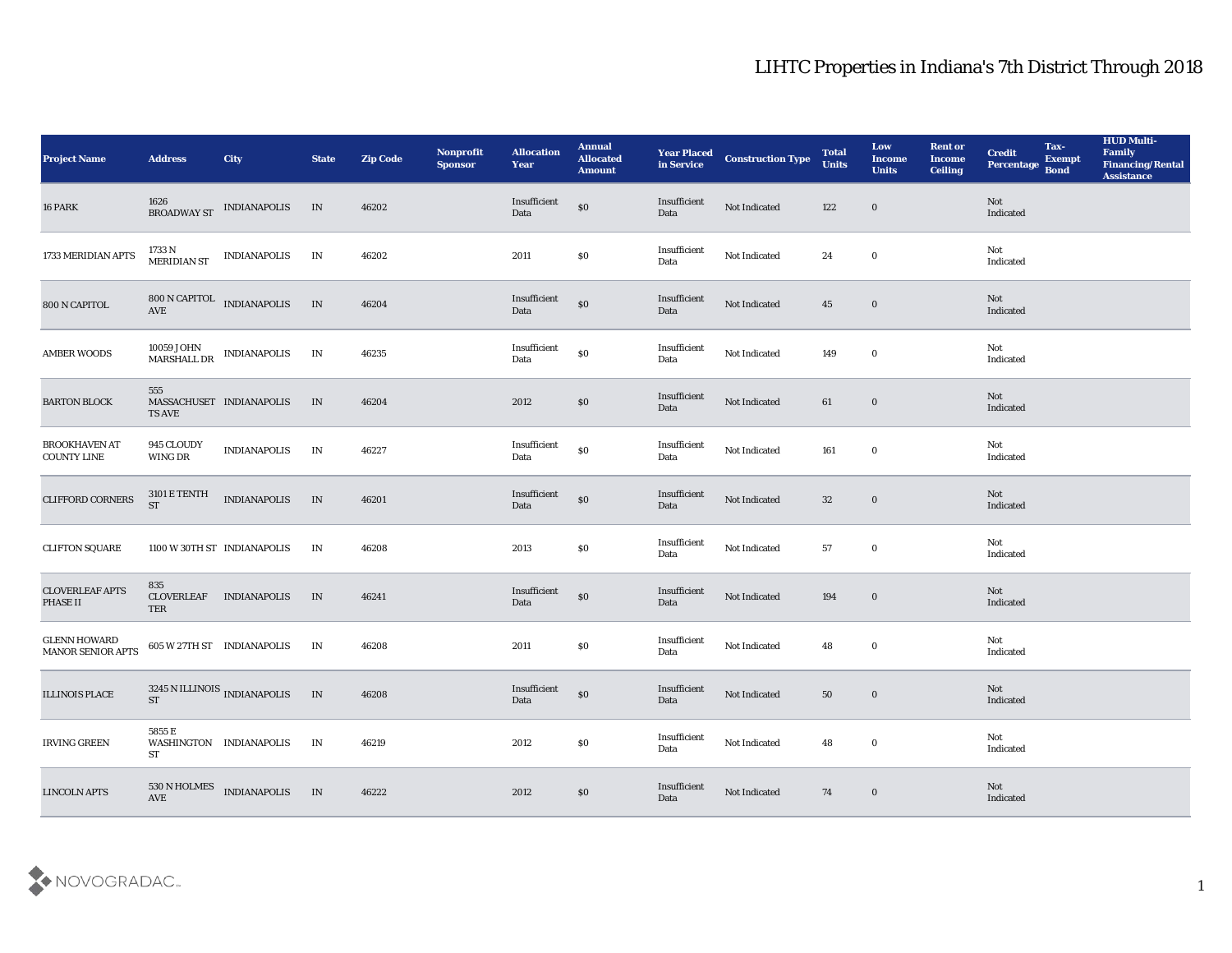# LIHTC Properties in Indiana's 7th District Through 2018

| Project Name | Address | City | State | Zip Code | Nonprofit Sponsor | Allocation Year | Annual Allocated Amount | Year Placed in Service | Construction Type | Total Units | Low Income Units | Rent or Income Ceiling | Credit Percentage | Tax-Exempt Bond | HUD Multi-Family Financing/Rental Assistance |
|---|---|---|---|---|---|---|---|---|---|---|---|---|---|---|---|
| 16 PARK | 1626 BROADWAY ST | INDIANAPOLIS | IN | 46202 | | Insufficient Data | $0 | Insufficient Data | Not Indicated | 122 | 0 | | Not Indicated | | |
| 1733 MERIDIAN APTS | 1733 N MERIDIAN ST | INDIANAPOLIS | IN | 46202 | | 2011 | $0 | Insufficient Data | Not Indicated | 24 | 0 | | Not Indicated | | |
| 800 N CAPITOL | 800 N CAPITOL AVE | INDIANAPOLIS | IN | 46204 | | Insufficient Data | $0 | Insufficient Data | Not Indicated | 45 | 0 | | Not Indicated | | |
| AMBER WOODS | 10059 JOHN MARSHALL DR | INDIANAPOLIS | IN | 46235 | | Insufficient Data | $0 | Insufficient Data | Not Indicated | 149 | 0 | | Not Indicated | | |
| BARTON BLOCK | 555 MASSACHUSETTS AVE | INDIANAPOLIS | IN | 46204 | | 2012 | $0 | Insufficient Data | Not Indicated | 61 | 0 | | Not Indicated | | |
| BROOKHAVEN AT COUNTY LINE | 945 CLOUDY WING DR | INDIANAPOLIS | IN | 46227 | | Insufficient Data | $0 | Insufficient Data | Not Indicated | 161 | 0 | | Not Indicated | | |
| CLIFFORD CORNERS | 3101 E TENTH ST | INDIANAPOLIS | IN | 46201 | | Insufficient Data | $0 | Insufficient Data | Not Indicated | 32 | 0 | | Not Indicated | | |
| CLIFTON SQUARE | 1100 W 30TH ST | INDIANAPOLIS | IN | 46208 | | 2013 | $0 | Insufficient Data | Not Indicated | 57 | 0 | | Not Indicated | | |
| CLOVERLEAF APTS PHASE II | 835 CLOVERLEAF TER | INDIANAPOLIS | IN | 46241 | | Insufficient Data | $0 | Insufficient Data | Not Indicated | 194 | 0 | | Not Indicated | | |
| GLENN HOWARD MANOR SENIOR APTS | 605 W 27TH ST | INDIANAPOLIS | IN | 46208 | | 2011 | $0 | Insufficient Data | Not Indicated | 48 | 0 | | Not Indicated | | |
| ILLINOIS PLACE | 3245 N ILLINOIS ST | INDIANAPOLIS | IN | 46208 | | Insufficient Data | $0 | Insufficient Data | Not Indicated | 50 | 0 | | Not Indicated | | |
| IRVING GREEN | 5855 E WASHINGTON ST | INDIANAPOLIS | IN | 46219 | | 2012 | $0 | Insufficient Data | Not Indicated | 48 | 0 | | Not Indicated | | |
| LINCOLN APTS | 530 N HOLMES AVE | INDIANAPOLIS | IN | 46222 | | 2012 | $0 | Insufficient Data | Not Indicated | 74 | 0 | | Not Indicated | | |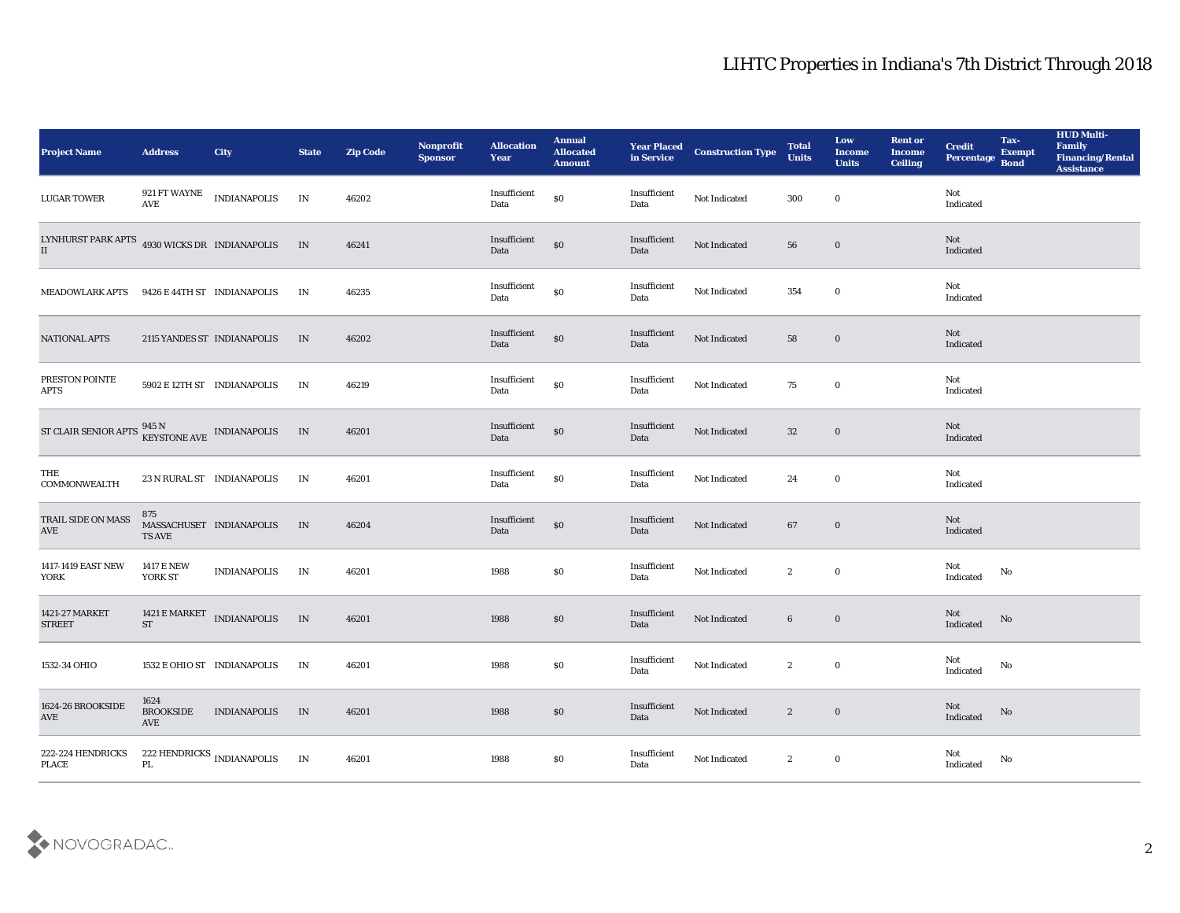# LIHTC Properties in Indiana's 7th District Through 2018

| Project Name | Address | City | State | Zip Code | Nonprofit Sponsor | Allocation Year | Annual Allocated Amount | Year Placed in Service | Construction Type | Total Units | Low Income Units | Rent or Income Ceiling | Credit Percentage | Tax-Exempt Bond | HUD Multi-Family Financing/Rental Assistance |
|---|---|---|---|---|---|---|---|---|---|---|---|---|---|---|---|
| LUGAR TOWER | 921 FT WAYNE AVE | INDIANAPOLIS | IN | 46202 | | Insufficient Data | $0 | Insufficient Data | Not Indicated | 300 | 0 | | Not Indicated | | |
| LYNHURST PARK APTS II | 4930 WICKS DR | INDIANAPOLIS | IN | 46241 | | Insufficient Data | $0 | Insufficient Data | Not Indicated | 56 | 0 | | Not Indicated | | |
| MEADOWLARK APTS | 9426 E 44TH ST | INDIANAPOLIS | IN | 46235 | | Insufficient Data | $0 | Insufficient Data | Not Indicated | 354 | 0 | | Not Indicated | | |
| NATIONAL APTS | 2115 YANDES ST | INDIANAPOLIS | IN | 46202 | | Insufficient Data | $0 | Insufficient Data | Not Indicated | 58 | 0 | | Not Indicated | | |
| PRESTON POINTE APTS | 5902 E 12TH ST | INDIANAPOLIS | IN | 46219 | | Insufficient Data | $0 | Insufficient Data | Not Indicated | 75 | 0 | | Not Indicated | | |
| ST CLAIR SENIOR APTS | 945 N KEYSTONE AVE | INDIANAPOLIS | IN | 46201 | | Insufficient Data | $0 | Insufficient Data | Not Indicated | 32 | 0 | | Not Indicated | | |
| THE COMMONWEALTH | 23 N RURAL ST | INDIANAPOLIS | IN | 46201 | | Insufficient Data | $0 | Insufficient Data | Not Indicated | 24 | 0 | | Not Indicated | | |
| TRAIL SIDE ON MASS AVE | 875 MASSACHUSETTS AVE | INDIANAPOLIS | IN | 46204 | | Insufficient Data | $0 | Insufficient Data | Not Indicated | 67 | 0 | | Not Indicated | | |
| 1417-1419 EAST NEW YORK | 1417 E NEW YORK ST | INDIANAPOLIS | IN | 46201 | | 1988 | $0 | Insufficient Data | Not Indicated | 2 | 0 | | Not Indicated | No | |
| 1421-27 MARKET STREET | 1421 E MARKET ST | INDIANAPOLIS | IN | 46201 | | 1988 | $0 | Insufficient Data | Not Indicated | 6 | 0 | | Not Indicated | No | |
| 1532-34 OHIO | 1532 E OHIO ST | INDIANAPOLIS | IN | 46201 | | 1988 | $0 | Insufficient Data | Not Indicated | 2 | 0 | | Not Indicated | No | |
| 1624-26 BROOKSIDE AVE | 1624 BROOKSIDE AVE | INDIANAPOLIS | IN | 46201 | | 1988 | $0 | Insufficient Data | Not Indicated | 2 | 0 | | Not Indicated | No | |
| 222-224 HENDRICKS PLACE | 222 HENDRICKS PL | INDIANAPOLIS | IN | 46201 | | 1988 | $0 | Insufficient Data | Not Indicated | 2 | 0 | | Not Indicated | No | |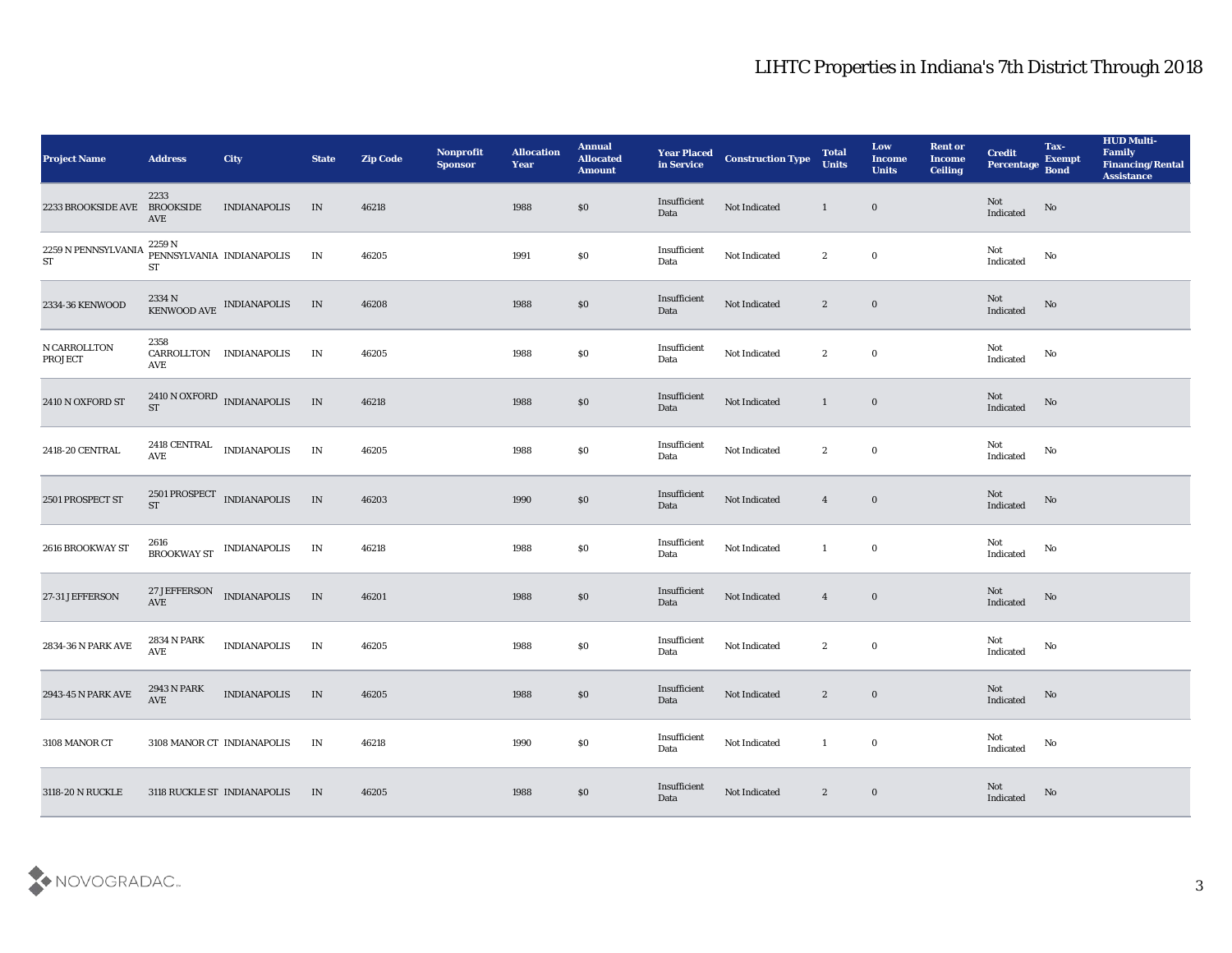# LIHTC Properties in Indiana's 7th District Through 2018

| Project Name | Address | City | State | Zip Code | Nonprofit Sponsor | Allocation Year | Annual Allocated Amount | Year Placed in Service | Construction Type | Total Units | Low Income Units | Rent or Income Ceiling | Credit Percentage | Tax-Exempt Bond | HUD Multi-Family Financing/Rental Assistance |
|---|---|---|---|---|---|---|---|---|---|---|---|---|---|---|---|
| 2233 BROOKSIDE AVE | 2233 BROOKSIDE AVE | INDIANAPOLIS | IN | 46218 | | 1988 | $0 | Insufficient Data | Not Indicated | 1 | 0 | | Not Indicated | No | |
| 2259 N PENNSYLVANIA ST | 2259 N PENNSYLVANIA ST | INDIANAPOLIS | IN | 46205 | | 1991 | $0 | Insufficient Data | Not Indicated | 2 | 0 | | Not Indicated | No | |
| 2334-36 KENWOOD | 2334 N KENWOOD AVE | INDIANAPOLIS | IN | 46208 | | 1988 | $0 | Insufficient Data | Not Indicated | 2 | 0 | | Not Indicated | No | |
| N CARROLLTON PROJECT | 2358 CARROLLTON AVE | INDIANAPOLIS | IN | 46205 | | 1988 | $0 | Insufficient Data | Not Indicated | 2 | 0 | | Not Indicated | No | |
| 2410 N OXFORD ST | 2410 N OXFORD ST | INDIANAPOLIS | IN | 46218 | | 1988 | $0 | Insufficient Data | Not Indicated | 1 | 0 | | Not Indicated | No | |
| 2418-20 CENTRAL | 2418 CENTRAL AVE | INDIANAPOLIS | IN | 46205 | | 1988 | $0 | Insufficient Data | Not Indicated | 2 | 0 | | Not Indicated | No | |
| 2501 PROSPECT ST | 2501 PROSPECT ST | INDIANAPOLIS | IN | 46203 | | 1990 | $0 | Insufficient Data | Not Indicated | 4 | 0 | | Not Indicated | No | |
| 2616 BROOKWAY ST | 2616 BROOKWAY ST | INDIANAPOLIS | IN | 46218 | | 1988 | $0 | Insufficient Data | Not Indicated | 1 | 0 | | Not Indicated | No | |
| 27-31 JEFFERSON | 27 JEFFERSON AVE | INDIANAPOLIS | IN | 46201 | | 1988 | $0 | Insufficient Data | Not Indicated | 4 | 0 | | Not Indicated | No | |
| 2834-36 N PARK AVE | 2834 N PARK AVE | INDIANAPOLIS | IN | 46205 | | 1988 | $0 | Insufficient Data | Not Indicated | 2 | 0 | | Not Indicated | No | |
| 2943-45 N PARK AVE | 2943 N PARK AVE | INDIANAPOLIS | IN | 46205 | | 1988 | $0 | Insufficient Data | Not Indicated | 2 | 0 | | Not Indicated | No | |
| 3108 MANOR CT | 3108 MANOR CT | INDIANAPOLIS | IN | 46218 | | 1990 | $0 | Insufficient Data | Not Indicated | 1 | 0 | | Not Indicated | No | |
| 3118-20 N RUCKLE | 3118 RUCKLE ST | INDIANAPOLIS | IN | 46205 | | 1988 | $0 | Insufficient Data | Not Indicated | 2 | 0 | | Not Indicated | No | |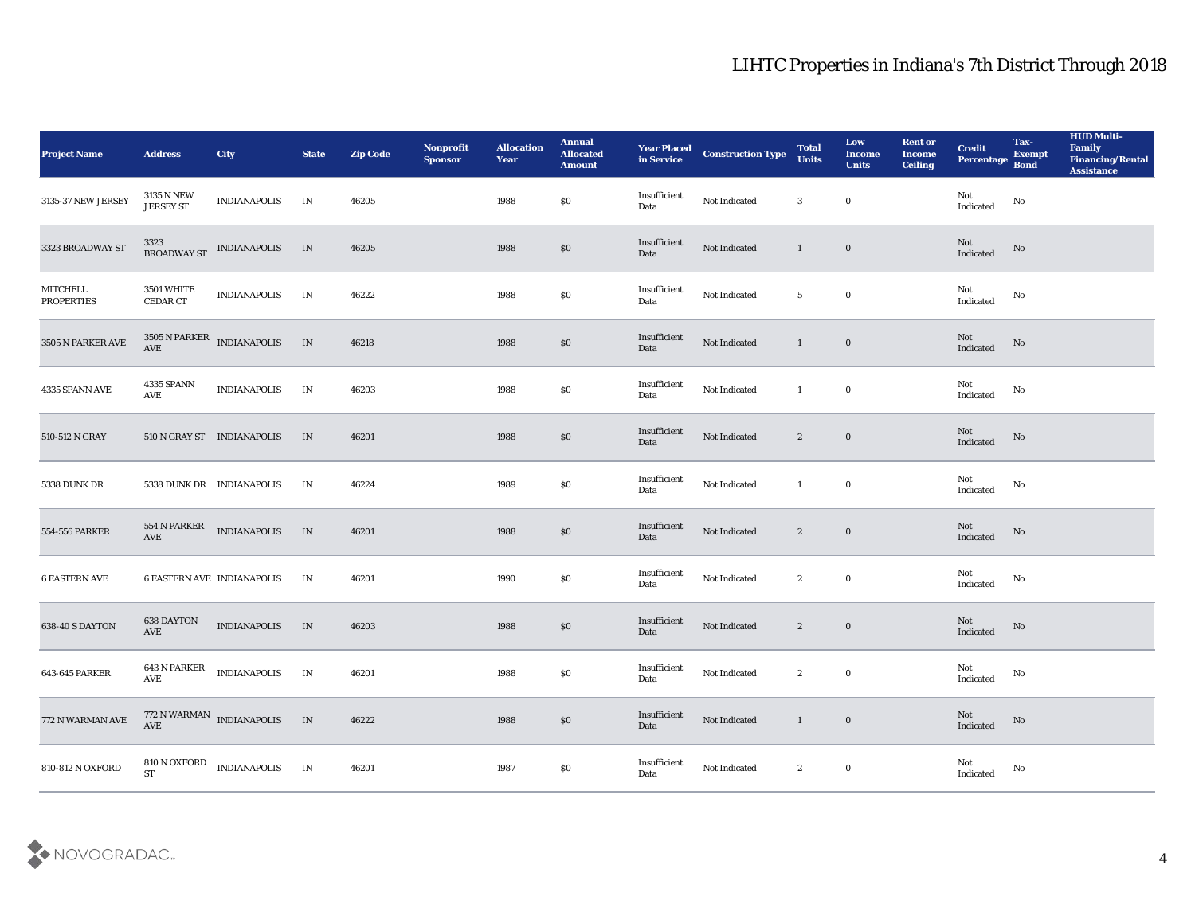# LIHTC Properties in Indiana's 7th District Through 2018

| Project Name | Address | City | State | Zip Code | Nonprofit Sponsor | Allocation Year | Annual Allocated Amount | Year Placed in Service | Construction Type | Total Units | Low Income Units | Rent or Income Ceiling | Credit Percentage | Tax-Exempt Bond | HUD Multi-Family Financing/Rental Assistance |
|---|---|---|---|---|---|---|---|---|---|---|---|---|---|---|---|
| 3135-37 NEW JERSEY | 3135 N NEW JERSEY ST | INDIANAPOLIS | IN | 46205 | | 1988 | $0 | Insufficient Data | Not Indicated | 3 | 0 | | Not Indicated | No | |
| 3323 BROADWAY ST | 3323 BROADWAY ST | INDIANAPOLIS | IN | 46205 | | 1988 | $0 | Insufficient Data | Not Indicated | 1 | 0 | | Not Indicated | No | |
| MITCHELL PROPERTIES | 3501 WHITE CEDAR CT | INDIANAPOLIS | IN | 46222 | | 1988 | $0 | Insufficient Data | Not Indicated | 5 | 0 | | Not Indicated | No | |
| 3505 N PARKER AVE | 3505 N PARKER AVE | INDIANAPOLIS | IN | 46218 | | 1988 | $0 | Insufficient Data | Not Indicated | 1 | 0 | | Not Indicated | No | |
| 4335 SPANN AVE | 4335 SPANN AVE | INDIANAPOLIS | IN | 46203 | | 1988 | $0 | Insufficient Data | Not Indicated | 1 | 0 | | Not Indicated | No | |
| 510-512 N GRAY | 510 N GRAY ST | INDIANAPOLIS | IN | 46201 | | 1988 | $0 | Insufficient Data | Not Indicated | 2 | 0 | | Not Indicated | No | |
| 5338 DUNK DR | 5338 DUNK DR | INDIANAPOLIS | IN | 46224 | | 1989 | $0 | Insufficient Data | Not Indicated | 1 | 0 | | Not Indicated | No | |
| 554-556 PARKER | 554 N PARKER AVE | INDIANAPOLIS | IN | 46201 | | 1988 | $0 | Insufficient Data | Not Indicated | 2 | 0 | | Not Indicated | No | |
| 6 EASTERN AVE | 6 EASTERN AVE | INDIANAPOLIS | IN | 46201 | | 1990 | $0 | Insufficient Data | Not Indicated | 2 | 0 | | Not Indicated | No | |
| 638-40 S DAYTON | 638 DAYTON AVE | INDIANAPOLIS | IN | 46203 | | 1988 | $0 | Insufficient Data | Not Indicated | 2 | 0 | | Not Indicated | No | |
| 643-645 PARKER | 643 N PARKER AVE | INDIANAPOLIS | IN | 46201 | | 1988 | $0 | Insufficient Data | Not Indicated | 2 | 0 | | Not Indicated | No | |
| 772 N WARMAN AVE | 772 N WARMAN AVE | INDIANAPOLIS | IN | 46222 | | 1988 | $0 | Insufficient Data | Not Indicated | 1 | 0 | | Not Indicated | No | |
| 810-812 N OXFORD | 810 N OXFORD ST | INDIANAPOLIS | IN | 46201 | | 1987 | $0 | Insufficient Data | Not Indicated | 2 | 0 | | Not Indicated | No | |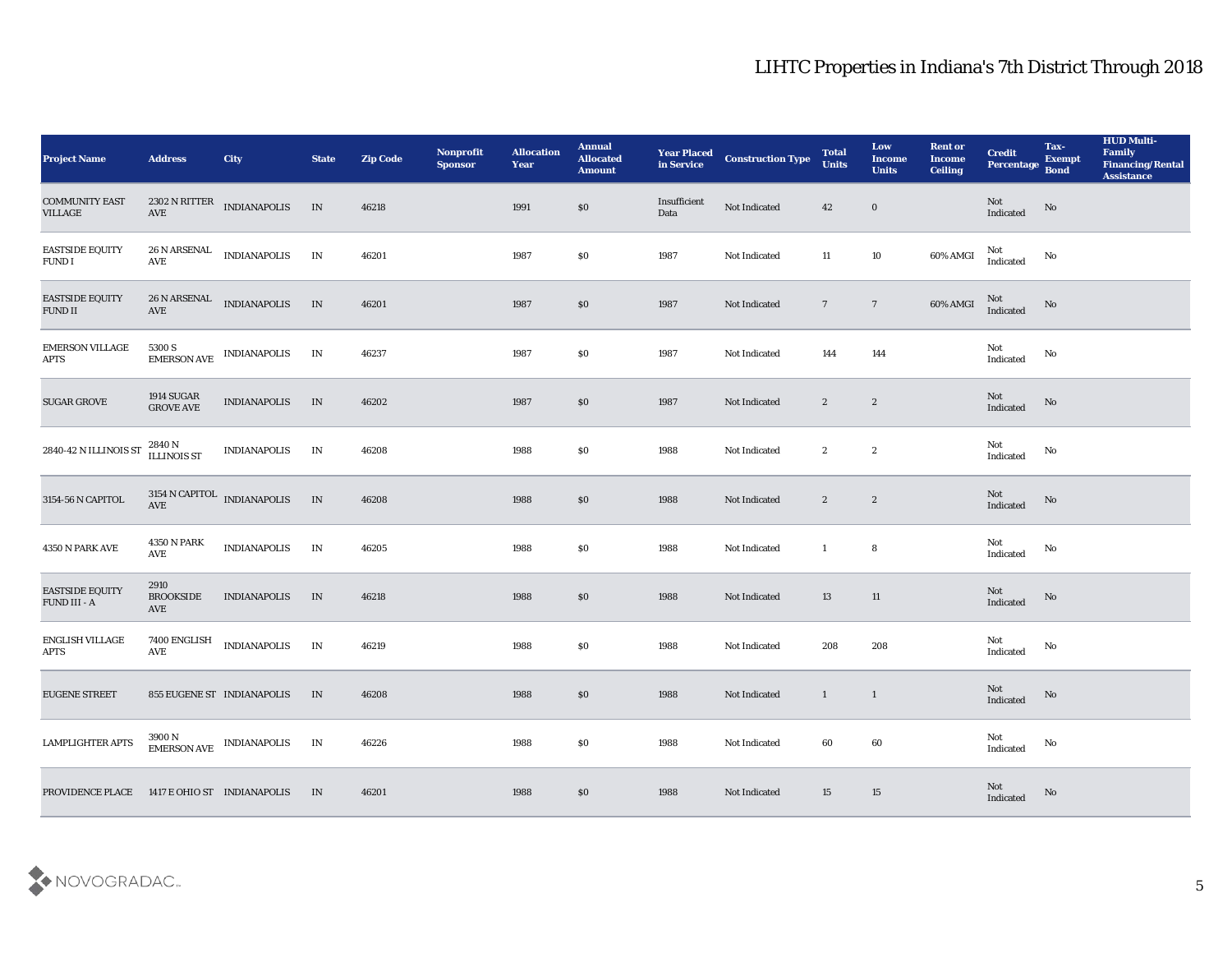## LIHTC Properties in Indiana's 7th District Through 2018

| Project Name | Address | City | State | Zip Code | Nonprofit Sponsor | Allocation Year | Annual Allocated Amount | Year Placed in Service | Construction Type | Total Units | Low Income Units | Rent or Income Ceiling | Credit Percentage | Tax-Exempt Bond | HUD Multi-Family Financing/Rental Assistance |
|---|---|---|---|---|---|---|---|---|---|---|---|---|---|---|---|
| COMMUNITY EAST VILLAGE | 2302 N RITTER AVE | INDIANAPOLIS | IN | 46218 | | 1991 | $0 | Insufficient Data | Not Indicated | 42 | 0 | | Not Indicated | No | |
| EASTSIDE EQUITY FUND I | 26 N ARSENAL AVE | INDIANAPOLIS | IN | 46201 | | 1987 | $0 | 1987 | Not Indicated | 11 | 10 | 60% AMGI | Not Indicated | No | |
| EASTSIDE EQUITY FUND II | 26 N ARSENAL AVE | INDIANAPOLIS | IN | 46201 | | 1987 | $0 | 1987 | Not Indicated | 7 | 7 | 60% AMGI | Not Indicated | No | |
| EMERSON VILLAGE APTS | 5300 S EMERSON AVE | INDIANAPOLIS | IN | 46237 | | 1987 | $0 | 1987 | Not Indicated | 144 | 144 | | Not Indicated | No | |
| SUGAR GROVE | 1914 SUGAR GROVE AVE | INDIANAPOLIS | IN | 46202 | | 1987 | $0 | 1987 | Not Indicated | 2 | 2 | | Not Indicated | No | |
| 2840-42 N ILLINOIS ST | 2840 N ILLINOIS ST | INDIANAPOLIS | IN | 46208 | | 1988 | $0 | 1988 | Not Indicated | 2 | 2 | | Not Indicated | No | |
| 3154-56 N CAPITOL | 3154 N CAPITOL AVE | INDIANAPOLIS | IN | 46208 | | 1988 | $0 | 1988 | Not Indicated | 2 | 2 | | Not Indicated | No | |
| 4350 N PARK AVE | 4350 N PARK AVE | INDIANAPOLIS | IN | 46205 | | 1988 | $0 | 1988 | Not Indicated | 1 | 8 | | Not Indicated | No | |
| EASTSIDE EQUITY FUND III - A | 2910 BROOKSIDE AVE | INDIANAPOLIS | IN | 46218 | | 1988 | $0 | 1988 | Not Indicated | 13 | 11 | | Not Indicated | No | |
| ENGLISH VILLAGE APTS | 7400 ENGLISH AVE | INDIANAPOLIS | IN | 46219 | | 1988 | $0 | 1988 | Not Indicated | 208 | 208 | | Not Indicated | No | |
| EUGENE STREET | 855 EUGENE ST | INDIANAPOLIS | IN | 46208 | | 1988 | $0 | 1988 | Not Indicated | 1 | 1 | | Not Indicated | No | |
| LAMPLIGHTER APTS | 3900 N EMERSON AVE | INDIANAPOLIS | IN | 46226 | | 1988 | $0 | 1988 | Not Indicated | 60 | 60 | | Not Indicated | No | |
| PROVIDENCE PLACE | 1417 E OHIO ST | INDIANAPOLIS | IN | 46201 | | 1988 | $0 | 1988 | Not Indicated | 15 | 15 | | Not Indicated | No | |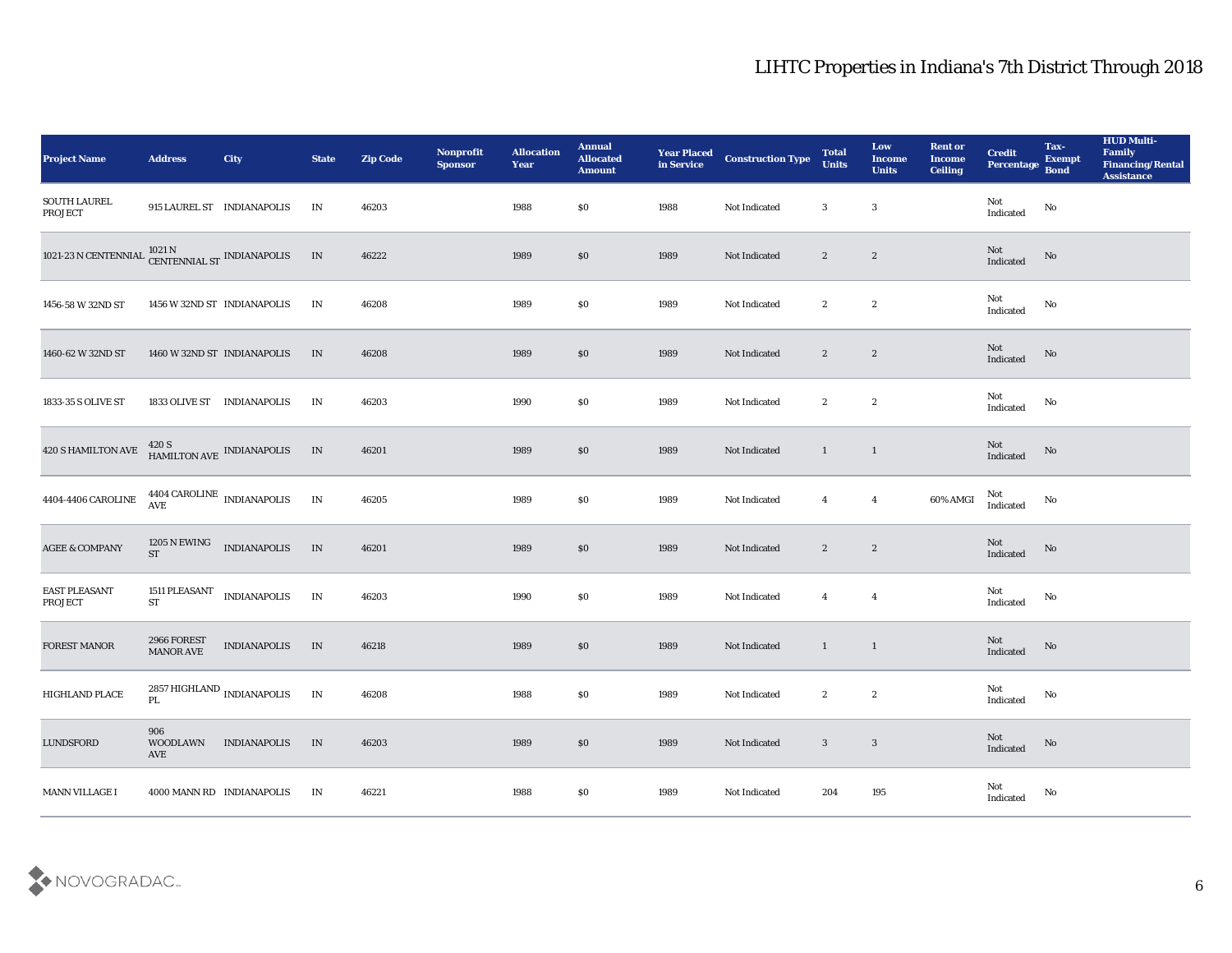# LIHTC Properties in Indiana's 7th District Through 2018

| Project Name | Address | City | State | Zip Code | Nonprofit Sponsor | Allocation Year | Annual Allocated Amount | Year Placed in Service | Construction Type | Total Units | Low Income Units | Rent or Income Ceiling | Credit Percentage | Tax-Exempt Bond | HUD Multi-Family Financing/Rental Assistance |
|---|---|---|---|---|---|---|---|---|---|---|---|---|---|---|---|
| SOUTH LAUREL PROJECT | 915 LAUREL ST | INDIANAPOLIS | IN | 46203 | | 1988 | $0 | 1988 | Not Indicated | 3 | 3 | | Not Indicated | No | |
| 1021-23 N CENTENNIAL | 1021 N CENTENNIAL ST | INDIANAPOLIS | IN | 46222 | | 1989 | $0 | 1989 | Not Indicated | 2 | 2 | | Not Indicated | No | |
| 1456-58 W 32ND ST | 1456 W 32ND ST | INDIANAPOLIS | IN | 46208 | | 1989 | $0 | 1989 | Not Indicated | 2 | 2 | | Not Indicated | No | |
| 1460-62 W 32ND ST | 1460 W 32ND ST | INDIANAPOLIS | IN | 46208 | | 1989 | $0 | 1989 | Not Indicated | 2 | 2 | | Not Indicated | No | |
| 1833-35 S OLIVE ST | 1833 OLIVE ST | INDIANAPOLIS | IN | 46203 | | 1990 | $0 | 1989 | Not Indicated | 2 | 2 | | Not Indicated | No | |
| 420 S HAMILTON AVE | 420 S HAMILTON AVE | INDIANAPOLIS | IN | 46201 | | 1989 | $0 | 1989 | Not Indicated | 1 | 1 | | Not Indicated | No | |
| 4404-4406 CAROLINE | 4404 CAROLINE AVE | INDIANAPOLIS | IN | 46205 | | 1989 | $0 | 1989 | Not Indicated | 4 | 4 | 60% AMGI | Not Indicated | No | |
| AGEE & COMPANY | 1205 N EWING ST | INDIANAPOLIS | IN | 46201 | | 1989 | $0 | 1989 | Not Indicated | 2 | 2 | | Not Indicated | No | |
| EAST PLEASANT PROJECT | 1511 PLEASANT ST | INDIANAPOLIS | IN | 46203 | | 1990 | $0 | 1989 | Not Indicated | 4 | 4 | | Not Indicated | No | |
| FOREST MANOR | 2966 FOREST MANOR AVE | INDIANAPOLIS | IN | 46218 | | 1989 | $0 | 1989 | Not Indicated | 1 | 1 | | Not Indicated | No | |
| HIGHLAND PLACE | 2857 HIGHLAND PL | INDIANAPOLIS | IN | 46208 | | 1988 | $0 | 1989 | Not Indicated | 2 | 2 | | Not Indicated | No | |
| LUNDSFORD | 906 WOODLAWN AVE | INDIANAPOLIS | IN | 46203 | | 1989 | $0 | 1989 | Not Indicated | 3 | 3 | | Not Indicated | No | |
| MANN VILLAGE I | 4000 MANN RD | INDIANAPOLIS | IN | 46221 | | 1988 | $0 | 1989 | Not Indicated | 204 | 195 | | Not Indicated | No | |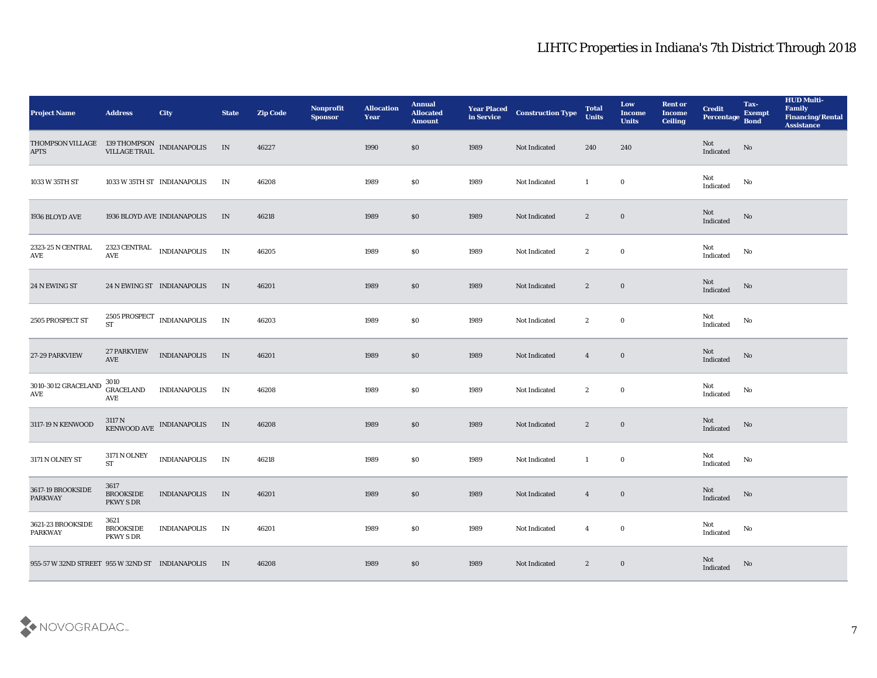# LIHTC Properties in Indiana's 7th District Through 2018

| Project Name | Address | City | State | Zip Code | Nonprofit Sponsor | Allocation Year | Annual Allocated Amount | Year Placed in Service | Construction Type | Total Units | Low Income Units | Rent or Income Ceiling | Credit Percentage | Tax-Exempt Bond | HUD Multi-Family Financing/Rental Assistance |
|---|---|---|---|---|---|---|---|---|---|---|---|---|---|---|---|
| THOMPSON VILLAGE APTS | 139 THOMPSON VILLAGE TRAIL | INDIANAPOLIS | IN | 46227 | | 1990 | $0 | 1989 | Not Indicated | 240 | 240 | | Not Indicated | No | |
| 1033 W 35TH ST | 1033 W 35TH ST | INDIANAPOLIS | IN | 46208 | | 1989 | $0 | 1989 | Not Indicated | 1 | 0 | | Not Indicated | No | |
| 1936 BLOYD AVE | 1936 BLOYD AVE | INDIANAPOLIS | IN | 46218 | | 1989 | $0 | 1989 | Not Indicated | 2 | 0 | | Not Indicated | No | |
| 2323-25 N CENTRAL AVE | 2323 CENTRAL AVE | INDIANAPOLIS | IN | 46205 | | 1989 | $0 | 1989 | Not Indicated | 2 | 0 | | Not Indicated | No | |
| 24 N EWING ST | 24 N EWING ST | INDIANAPOLIS | IN | 46201 | | 1989 | $0 | 1989 | Not Indicated | 2 | 0 | | Not Indicated | No | |
| 2505 PROSPECT ST | 2505 PROSPECT ST | INDIANAPOLIS | IN | 46203 | | 1989 | $0 | 1989 | Not Indicated | 2 | 0 | | Not Indicated | No | |
| 27-29 PARKVIEW | 27 PARKVIEW AVE | INDIANAPOLIS | IN | 46201 | | 1989 | $0 | 1989 | Not Indicated | 4 | 0 | | Not Indicated | No | |
| 3010-3012 GRACELAND AVE | 3010 GRACELAND AVE | INDIANAPOLIS | IN | 46208 | | 1989 | $0 | 1989 | Not Indicated | 2 | 0 | | Not Indicated | No | |
| 3117-19 N KENWOOD | 3117 N KENWOOD AVE | INDIANAPOLIS | IN | 46208 | | 1989 | $0 | 1989 | Not Indicated | 2 | 0 | | Not Indicated | No | |
| 3171 N OLNEY ST | 3171 N OLNEY ST | INDIANAPOLIS | IN | 46218 | | 1989 | $0 | 1989 | Not Indicated | 1 | 0 | | Not Indicated | No | |
| 3617-19 BROOKSIDE PARKWAY | 3617 BROOKSIDE PKWY S DR | INDIANAPOLIS | IN | 46201 | | 1989 | $0 | 1989 | Not Indicated | 4 | 0 | | Not Indicated | No | |
| 3621-23 BROOKSIDE PARKWAY | 3621 BROOKSIDE PKWY S DR | INDIANAPOLIS | IN | 46201 | | 1989 | $0 | 1989 | Not Indicated | 4 | 0 | | Not Indicated | No | |
| 955-57 W 32ND STREET | 955 W 32ND ST | INDIANAPOLIS | IN | 46208 | | 1989 | $0 | 1989 | Not Indicated | 2 | 0 | | Not Indicated | No | |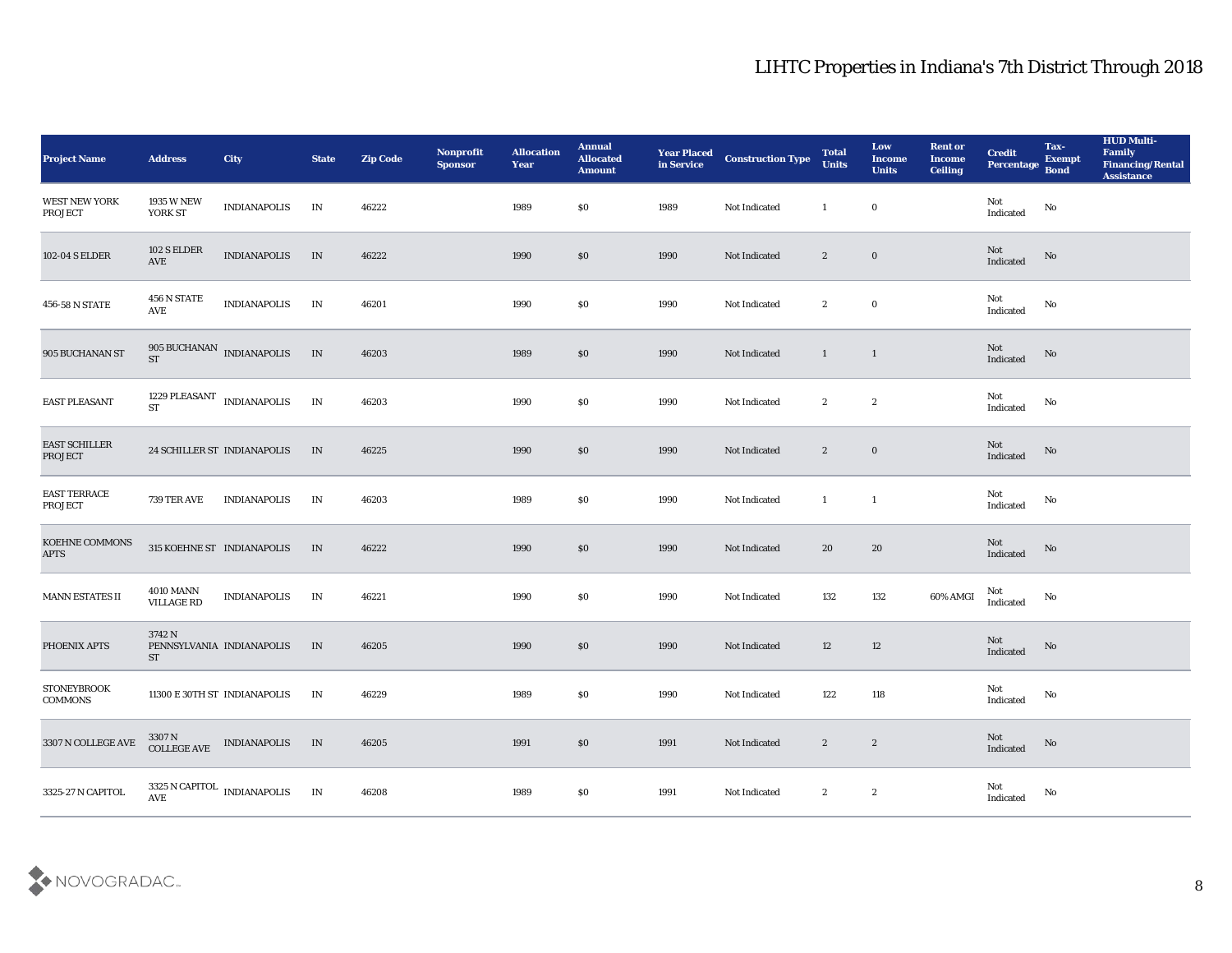# LIHTC Properties in Indiana's 7th District Through 2018

| Project Name | Address | City | State | Zip Code | Nonprofit Sponsor | Allocation Year | Annual Allocated Amount | Year Placed in Service | Construction Type | Total Units | Low Income Units | Rent or Income Ceiling | Credit Percentage | Tax-Exempt Bond | HUD Multi-Family Financing/Rental Assistance |
|---|---|---|---|---|---|---|---|---|---|---|---|---|---|---|---|
| WEST NEW YORK PROJECT | 1935 W NEW YORK ST | INDIANAPOLIS | IN | 46222 | | 1989 | $0 | 1989 | Not Indicated | 1 | 0 | | Not Indicated | No | |
| 102-04 S ELDER | 102 S ELDER AVE | INDIANAPOLIS | IN | 46222 | | 1990 | $0 | 1990 | Not Indicated | 2 | 0 | | Not Indicated | No | |
| 456-58 N STATE | 456 N STATE AVE | INDIANAPOLIS | IN | 46201 | | 1990 | $0 | 1990 | Not Indicated | 2 | 0 | | Not Indicated | No | |
| 905 BUCHANAN ST | 905 BUCHANAN ST | INDIANAPOLIS | IN | 46203 | | 1989 | $0 | 1990 | Not Indicated | 1 | 1 | | Not Indicated | No | |
| EAST PLEASANT | 1229 PLEASANT ST | INDIANAPOLIS | IN | 46203 | | 1990 | $0 | 1990 | Not Indicated | 2 | 2 | | Not Indicated | No | |
| EAST SCHILLER PROJECT | 24 SCHILLER ST | INDIANAPOLIS | IN | 46225 | | 1990 | $0 | 1990 | Not Indicated | 2 | 0 | | Not Indicated | No | |
| EAST TERRACE PROJECT | 739 TER AVE | INDIANAPOLIS | IN | 46203 | | 1989 | $0 | 1990 | Not Indicated | 1 | 1 | | Not Indicated | No | |
| KOEHNE COMMONS APTS | 315 KOEHNE ST | INDIANAPOLIS | IN | 46222 | | 1990 | $0 | 1990 | Not Indicated | 20 | 20 | | Not Indicated | No | |
| MANN ESTATES II | 4010 MANN VILLAGE RD | INDIANAPOLIS | IN | 46221 | | 1990 | $0 | 1990 | Not Indicated | 132 | 132 | 60% AMGI | Not Indicated | No | |
| PHOENIX APTS | 3742 N PENNSYLVANIA ST | INDIANAPOLIS | IN | 46205 | | 1990 | $0 | 1990 | Not Indicated | 12 | 12 | | Not Indicated | No | |
| STONEYBROOK COMMONS | 11300 E 30TH ST | INDIANAPOLIS | IN | 46229 | | 1989 | $0 | 1990 | Not Indicated | 122 | 118 | | Not Indicated | No | |
| 3307 N COLLEGE AVE | 3307 N COLLEGE AVE | INDIANAPOLIS | IN | 46205 | | 1991 | $0 | 1991 | Not Indicated | 2 | 2 | | Not Indicated | No | |
| 3325-27 N CAPITOL | 3325 N CAPITOL AVE | INDIANAPOLIS | IN | 46208 | | 1989 | $0 | 1991 | Not Indicated | 2 | 2 | | Not Indicated | No | |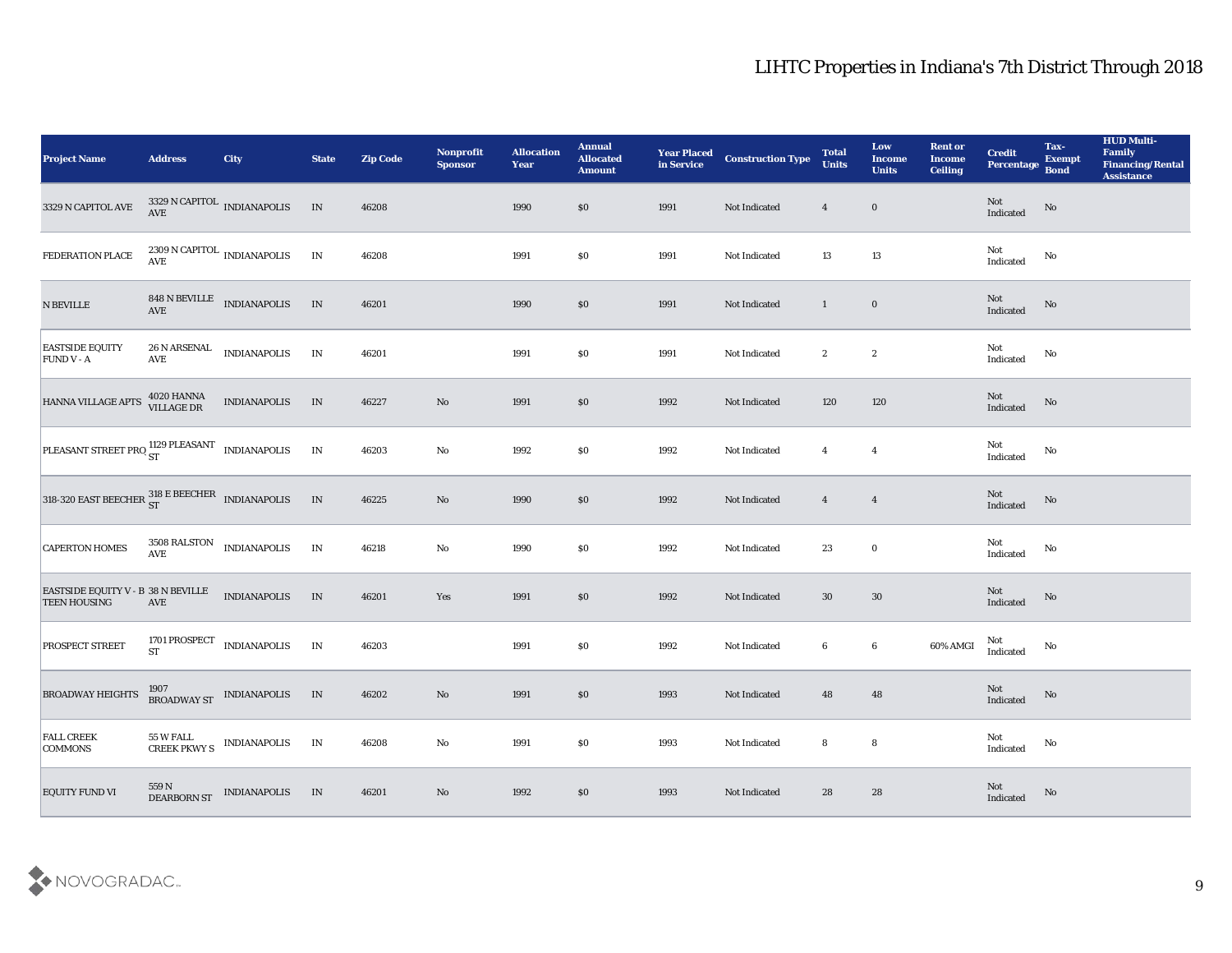# LIHTC Properties in Indiana's 7th District Through 2018

| Project Name | Address | City | State | Zip Code | Nonprofit Sponsor | Allocation Year | Annual Allocated Amount | Year Placed in Service | Construction Type | Total Units | Low Income Units | Rent or Income Ceiling | Credit Percentage | Tax-Exempt Bond | HUD Multi-Family Financing/Rental Assistance |
|---|---|---|---|---|---|---|---|---|---|---|---|---|---|---|---|
| 3329 N CAPITOL AVE | 3329 N CAPITOL AVE | INDIANAPOLIS | IN | 46208 | | 1990 | $0 | 1991 | Not Indicated | 4 | 0 | | Not Indicated | No | |
| FEDERATION PLACE | 2309 N CAPITOL AVE | INDIANAPOLIS | IN | 46208 | | 1991 | $0 | 1991 | Not Indicated | 13 | 13 | | Not Indicated | No | |
| N BEVILLE | 848 N BEVILLE AVE | INDIANAPOLIS | IN | 46201 | | 1990 | $0 | 1991 | Not Indicated | 1 | 0 | | Not Indicated | No | |
| EASTSIDE EQUITY FUND V - A | 26 N ARSENAL AVE | INDIANAPOLIS | IN | 46201 | | 1991 | $0 | 1991 | Not Indicated | 2 | 2 | | Not Indicated | No | |
| HANNA VILLAGE APTS | 4020 HANNA VILLAGE DR | INDIANAPOLIS | IN | 46227 | No | 1991 | $0 | 1992 | Not Indicated | 120 | 120 | | Not Indicated | No | |
| PLEASANT STREET PROJ | 1129 PLEASANT ST | INDIANAPOLIS | IN | 46203 | No | 1992 | $0 | 1992 | Not Indicated | 4 | 4 | | Not Indicated | No | |
| 318-320 EAST BEECHER | 318 E BEECHER ST | INDIANAPOLIS | IN | 46225 | No | 1990 | $0 | 1992 | Not Indicated | 4 | 4 | | Not Indicated | No | |
| CAPERTON HOMES | 3508 RALSTON AVE | INDIANAPOLIS | IN | 46218 | No | 1990 | $0 | 1992 | Not Indicated | 23 | 0 | | Not Indicated | No | |
| EASTSIDE EQUITY V - B TEEN HOUSING | 38 N BEVILLE AVE | INDIANAPOLIS | IN | 46201 | Yes | 1991 | $0 | 1992 | Not Indicated | 30 | 30 | | Not Indicated | No | |
| PROSPECT STREET | 1701 PROSPECT ST | INDIANAPOLIS | IN | 46203 | | 1991 | $0 | 1992 | Not Indicated | 6 | 6 | 60% AMGI | Not Indicated | No | |
| BROADWAY HEIGHTS | 1907 BROADWAY ST | INDIANAPOLIS | IN | 46202 | No | 1991 | $0 | 1993 | Not Indicated | 48 | 48 | | Not Indicated | No | |
| FALL CREEK COMMONS | 55 W FALL CREEK PKWY S | INDIANAPOLIS | IN | 46208 | No | 1991 | $0 | 1993 | Not Indicated | 8 | 8 | | Not Indicated | No | |
| EQUITY FUND VI | 559 N DEARBORN ST | INDIANAPOLIS | IN | 46201 | No | 1992 | $0 | 1993 | Not Indicated | 28 | 28 | | Not Indicated | No | |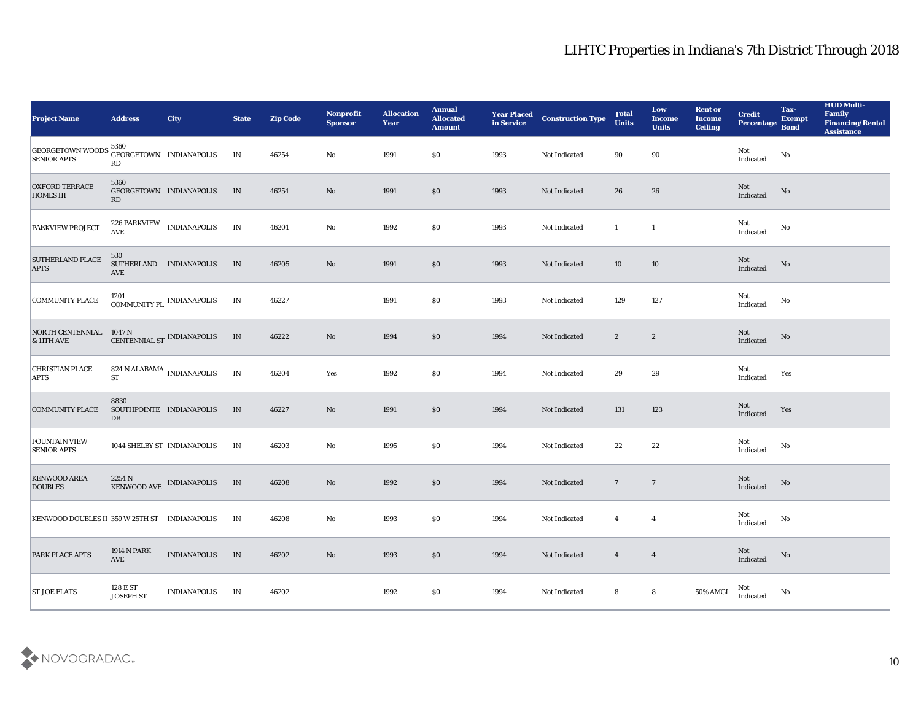# LIHTC Properties in Indiana's 7th District Through 2018

| Project Name | Address | City | State | Zip Code | Nonprofit Sponsor | Allocation Year | Annual Allocated Amount | Year Placed in Service | Construction Type | Total Units | Low Income Units | Rent or Income Ceiling | Credit Percentage | Tax-Exempt Bond | HUD Multi-Family Financing/Rental Assistance |
|---|---|---|---|---|---|---|---|---|---|---|---|---|---|---|---|
| GEORGETOWN WOODS SENIOR APTS | 5360 GEORGETOWN RD | INDIANAPOLIS | IN | 46254 | No | 1991 | $0 | 1993 | Not Indicated | 90 | 90 | | Not Indicated | No | |
| OXFORD TERRACE HOMES III | 5360 GEORGETOWN RD | INDIANAPOLIS | IN | 46254 | No | 1991 | $0 | 1993 | Not Indicated | 26 | 26 | | Not Indicated | No | |
| PARKVIEW PROJECT | 226 PARKVIEW AVE | INDIANAPOLIS | IN | 46201 | No | 1992 | $0 | 1993 | Not Indicated | 1 | 1 | | Not Indicated | No | |
| SUTHERLAND PLACE APTS | 530 SUTHERLAND AVE | INDIANAPOLIS | IN | 46205 | No | 1991 | $0 | 1993 | Not Indicated | 10 | 10 | | Not Indicated | No | |
| COMMUNITY PLACE | 1201 COMMUNITY PL | INDIANAPOLIS | IN | 46227 | | 1991 | $0 | 1993 | Not Indicated | 129 | 127 | | Not Indicated | No | |
| NORTH CENTENNIAL & 11TH AVE | 1047 N CENTENNIAL ST | INDIANAPOLIS | IN | 46222 | No | 1994 | $0 | 1994 | Not Indicated | 2 | 2 | | Not Indicated | No | |
| CHRISTIAN PLACE APTS | 824 N ALABAMA ST | INDIANAPOLIS | IN | 46204 | Yes | 1992 | $0 | 1994 | Not Indicated | 29 | 29 | | Not Indicated | Yes | |
| COMMUNITY PLACE | 8830 SOUTHPOINTE DR | INDIANAPOLIS | IN | 46227 | No | 1991 | $0 | 1994 | Not Indicated | 131 | 123 | | Not Indicated | Yes | |
| FOUNTAIN VIEW SENIOR APTS | 1044 SHELBY ST | INDIANAPOLIS | IN | 46203 | No | 1995 | $0 | 1994 | Not Indicated | 22 | 22 | | Not Indicated | No | |
| KENWOOD AREA DOUBLES | 2254 N KENWOOD AVE | INDIANAPOLIS | IN | 46208 | No | 1992 | $0 | 1994 | Not Indicated | 7 | 7 | | Not Indicated | No | |
| KENWOOD DOUBLES II | 359 W 25TH ST | INDIANAPOLIS | IN | 46208 | No | 1993 | $0 | 1994 | Not Indicated | 4 | 4 | | Not Indicated | No | |
| PARK PLACE APTS | 1914 N PARK AVE | INDIANAPOLIS | IN | 46202 | No | 1993 | $0 | 1994 | Not Indicated | 4 | 4 | | Not Indicated | No | |
| ST JOE FLATS | 128 E ST JOSEPH ST | INDIANAPOLIS | IN | 46202 | | 1992 | $0 | 1994 | Not Indicated | 8 | 8 | 50% AMGI | Not Indicated | No | |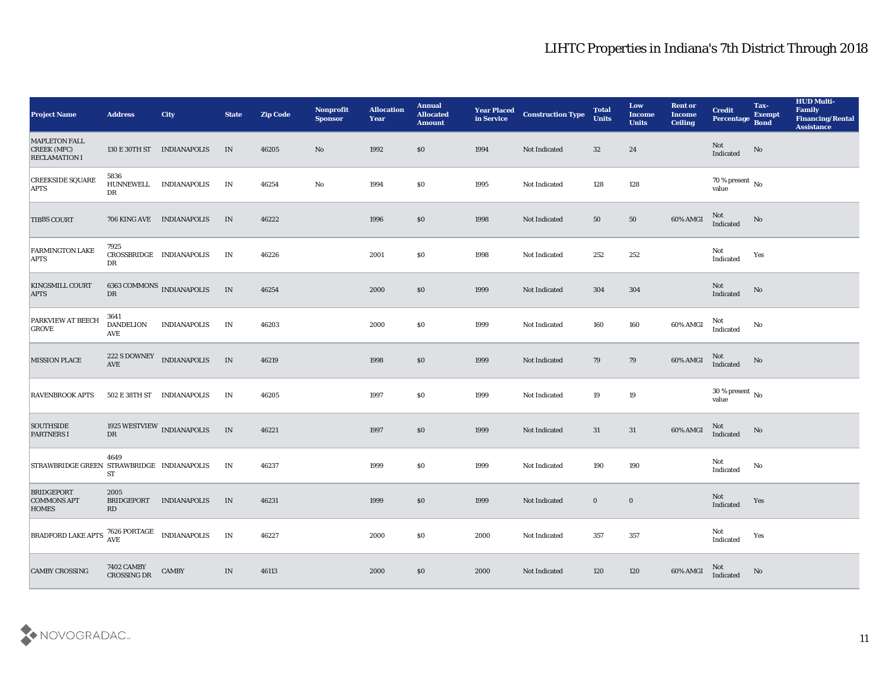# LIHTC Properties in Indiana's 7th District Through 2018

| Project Name | Address | City | State | Zip Code | Nonprofit Sponsor | Allocation Year | Annual Allocated Amount | Year Placed in Service | Construction Type | Total Units | Low Income Units | Rent or Income Ceiling | Credit Percentage | Tax-Exempt Bond | HUD Multi-Family Financing/Rental Assistance |
|---|---|---|---|---|---|---|---|---|---|---|---|---|---|---|---|
| MAPLETON FALL CREEK (MFC) RECLAMATION I | 130 E 30TH ST | INDIANAPOLIS | IN | 46205 | No | 1992 | $0 | 1994 | Not Indicated | 32 | 24 | | Not Indicated | No | |
| CREEKSIDE SQUARE APTS | 5836 HUNNEWELL DR | INDIANAPOLIS | IN | 46254 | No | 1994 | $0 | 1995 | Not Indicated | 128 | 128 | | 70 % present value | No | |
| TIBBS COURT | 706 KING AVE | INDIANAPOLIS | IN | 46222 | | 1996 | $0 | 1998 | Not Indicated | 50 | 50 | 60% AMGI | Not Indicated | No | |
| FARMINGTON LAKE APTS | 7925 CROSSBRIDGE DR | INDIANAPOLIS | IN | 46226 | | 2001 | $0 | 1998 | Not Indicated | 252 | 252 | | Not Indicated | Yes | |
| KINGSMILL COURT APTS | 6363 COMMONS DR | INDIANAPOLIS | IN | 46254 | | 2000 | $0 | 1999 | Not Indicated | 304 | 304 | | Not Indicated | No | |
| PARKVIEW AT BEECH GROVE | 3641 DANDELION AVE | INDIANAPOLIS | IN | 46203 | | 2000 | $0 | 1999 | Not Indicated | 160 | 160 | 60% AMGI | Not Indicated | No | |
| MISSION PLACE | 222 S DOWNEY AVE | INDIANAPOLIS | IN | 46219 | | 1998 | $0 | 1999 | Not Indicated | 79 | 79 | 60% AMGI | Not Indicated | No | |
| RAVENBROOK APTS | 502 E 38TH ST | INDIANAPOLIS | IN | 46205 | | 1997 | $0 | 1999 | Not Indicated | 19 | 19 | | 30 % present value | No | |
| SOUTHSIDE PARTNERS I | 1925 WESTVIEW DR | INDIANAPOLIS | IN | 46221 | | 1997 | $0 | 1999 | Not Indicated | 31 | 31 | 60% AMGI | Not Indicated | No | |
| STRAWBRIDGE GREEN | 4649 STRAWBRIDGE ST | INDIANAPOLIS | IN | 46237 | | 1999 | $0 | 1999 | Not Indicated | 190 | 190 | | Not Indicated | No | |
| BRIDGEPORT COMMONS APT HOMES | 2005 BRIDGEPORT RD | INDIANAPOLIS | IN | 46231 | | 1999 | $0 | 1999 | Not Indicated | 0 | 0 | | Not Indicated | Yes | |
| BRADFORD LAKE APTS | 7626 PORTAGE AVE | INDIANAPOLIS | IN | 46227 | | 2000 | $0 | 2000 | Not Indicated | 357 | 357 | | Not Indicated | Yes | |
| CAMBY CROSSING | 7402 CAMBY CROSSING DR | CAMBY | IN | 46113 | | 2000 | $0 | 2000 | Not Indicated | 120 | 120 | 60% AMGI | Not Indicated | No | |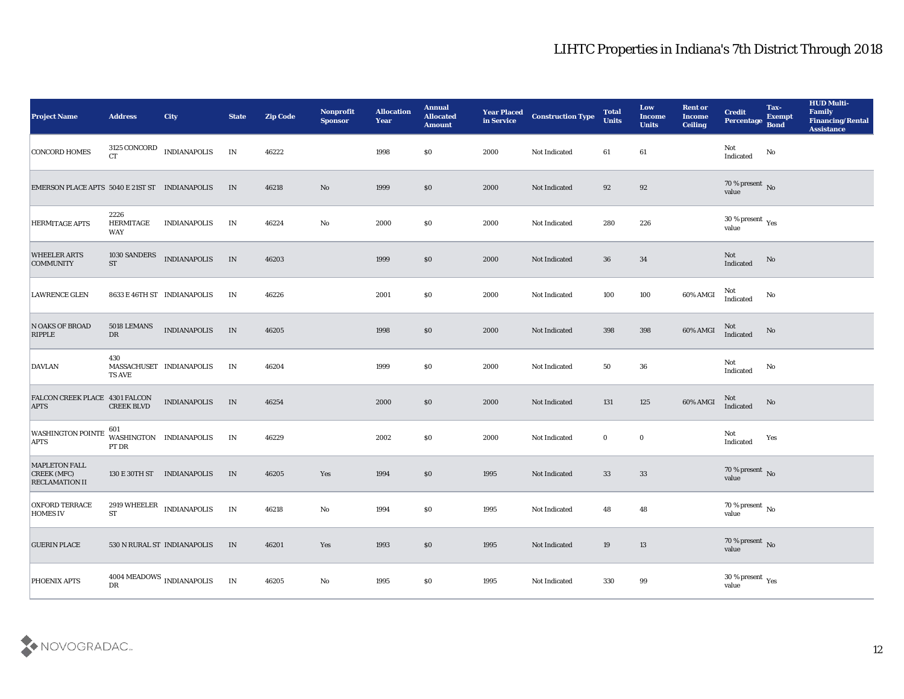# LIHTC Properties in Indiana's 7th District Through 2018

| Project Name | Address | City | State | Zip Code | Nonprofit Sponsor | Allocation Year | Annual Allocated Amount | Year Placed in Service | Construction Type | Total Units | Low Income Units | Rent or Income Ceiling | Credit Percentage | Tax-Exempt Bond | HUD Multi-Family Financing/Rental Assistance |
|---|---|---|---|---|---|---|---|---|---|---|---|---|---|---|---|
| CONCORD HOMES | 3125 CONCORD CT | INDIANAPOLIS | IN | 46222 | | 1998 | $0 | 2000 | Not Indicated | 61 | 61 | | Not Indicated | No | |
| EMERSON PLACE APTS | 5040 E 21ST ST | INDIANAPOLIS | IN | 46218 | No | 1999 | $0 | 2000 | Not Indicated | 92 | 92 | | 70 % present value | No | |
| HERMITAGE APTS | 2226 HERMITAGE WAY | INDIANAPOLIS | IN | 46224 | No | 2000 | $0 | 2000 | Not Indicated | 280 | 226 | | 30 % present value | Yes | |
| WHEELER ARTS COMMUNITY | 1030 SANDERS ST | INDIANAPOLIS | IN | 46203 | | 1999 | $0 | 2000 | Not Indicated | 36 | 34 | | Not Indicated | No | |
| LAWRENCE GLEN | 8633 E 46TH ST | INDIANAPOLIS | IN | 46226 | | 2001 | $0 | 2000 | Not Indicated | 100 | 100 | 60% AMGI | Not Indicated | No | |
| N OAKS OF BROAD RIPPLE | 5018 LEMANS DR | INDIANAPOLIS | IN | 46205 | | 1998 | $0 | 2000 | Not Indicated | 398 | 398 | 60% AMGI | Not Indicated | No | |
| DAVLAN | 430 MASSACHUSETTS AVE | INDIANAPOLIS | IN | 46204 | | 1999 | $0 | 2000 | Not Indicated | 50 | 36 | | Not Indicated | No | |
| FALCON CREEK PLACE APTS | 4301 FALCON CREEK BLVD | INDIANAPOLIS | IN | 46254 | | 2000 | $0 | 2000 | Not Indicated | 131 | 125 | 60% AMGI | Not Indicated | No | |
| WASHINGTON POINTE APTS | 601 WASHINGTON PT DR | INDIANAPOLIS | IN | 46229 | | 2002 | $0 | 2000 | Not Indicated | 0 | 0 | | Not Indicated | Yes | |
| MAPLETON FALL CREEK (MFC) RECLAMATION II | 130 E 30TH ST | INDIANAPOLIS | IN | 46205 | Yes | 1994 | $0 | 1995 | Not Indicated | 33 | 33 | | 70 % present value | No | |
| OXFORD TERRACE HOMES IV | 2919 WHEELER ST | INDIANAPOLIS | IN | 46218 | No | 1994 | $0 | 1995 | Not Indicated | 48 | 48 | | 70 % present value | No | |
| GUERIN PLACE | 530 N RURAL ST | INDIANAPOLIS | IN | 46201 | Yes | 1993 | $0 | 1995 | Not Indicated | 19 | 13 | | 70 % present value | No | |
| PHOENIX APTS | 4004 MEADOWS DR | INDIANAPOLIS | IN | 46205 | No | 1995 | $0 | 1995 | Not Indicated | 330 | 99 | | 30 % present value | Yes | |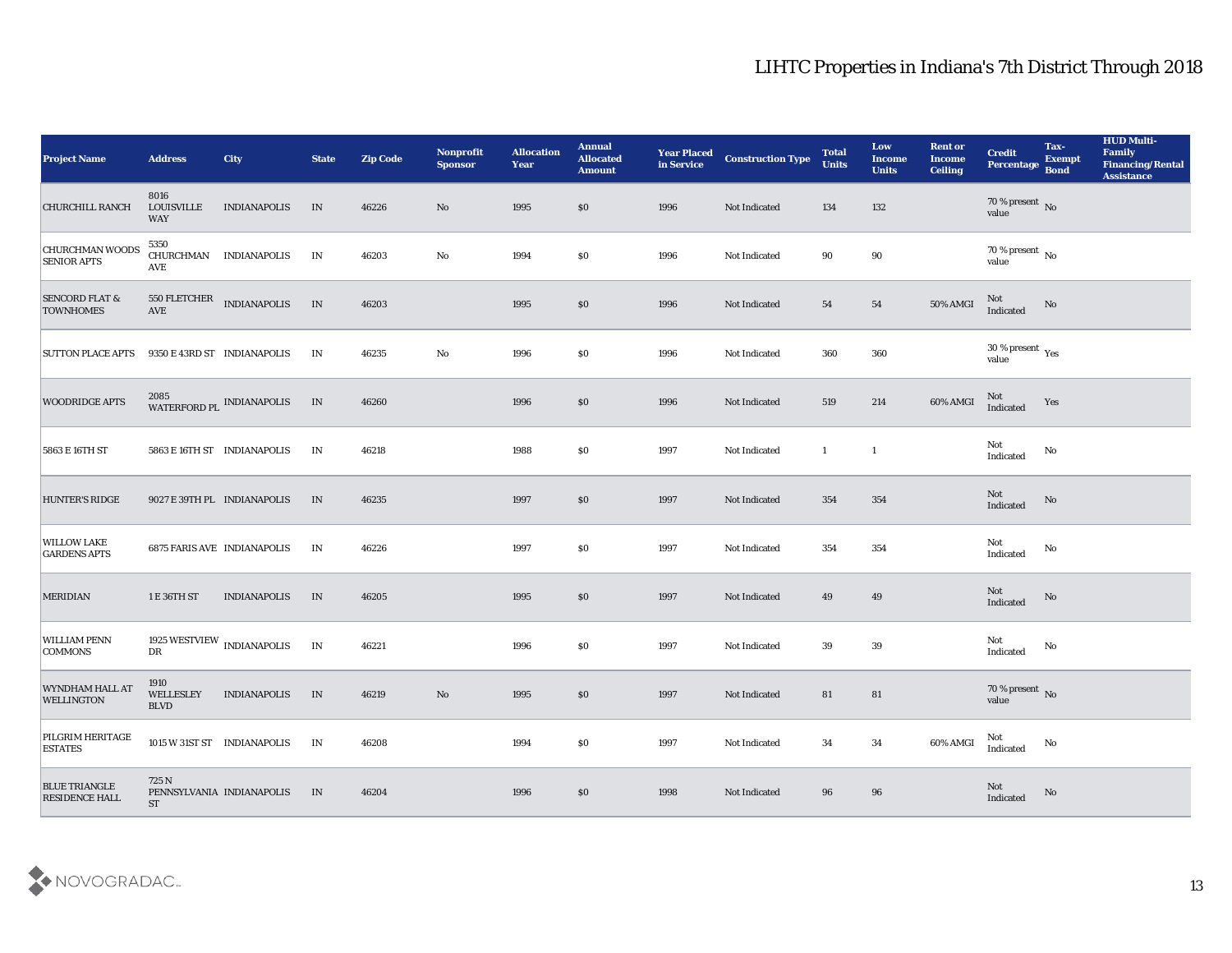# LIHTC Properties in Indiana's 7th District Through 2018

| Project Name | Address | City | State | Zip Code | Nonprofit Sponsor | Allocation Year | Annual Allocated Amount | Year Placed in Service | Construction Type | Total Units | Low Income Units | Rent or Income Ceiling | Credit Percentage | Tax-Exempt Bond | HUD Multi-Family Financing/Rental Assistance |
|---|---|---|---|---|---|---|---|---|---|---|---|---|---|---|---|
| CHURCHILL RANCH | 8016 LOUISVILLE WAY | INDIANAPOLIS | IN | 46226 | No | 1995 | $0 | 1996 | Not Indicated | 134 | 132 | | 70 % present value | No | |
| CHURCHMAN WOODS SENIOR APTS | 5350 CHURCHMAN AVE | INDIANAPOLIS | IN | 46203 | No | 1994 | $0 | 1996 | Not Indicated | 90 | 90 | | 70 % present value | No | |
| SENCORD FLAT & TOWNHOMES | 550 FLETCHER AVE | INDIANAPOLIS | IN | 46203 | | 1995 | $0 | 1996 | Not Indicated | 54 | 54 | 50% AMGI | Not Indicated | No | |
| SUTTON PLACE APTS | 9350 E 43RD ST | INDIANAPOLIS | IN | 46235 | No | 1996 | $0 | 1996 | Not Indicated | 360 | 360 | | 30 % present value | Yes | |
| WOODRIDGE APTS | 2085 WATERFORD PL | INDIANAPOLIS | IN | 46260 | | 1996 | $0 | 1996 | Not Indicated | 519 | 214 | 60% AMGI | Not Indicated | Yes | |
| 5863 E 16TH ST | 5863 E 16TH ST | INDIANAPOLIS | IN | 46218 | | 1988 | $0 | 1997 | Not Indicated | 1 | 1 | | Not Indicated | No | |
| HUNTER'S RIDGE | 9027 E 39TH PL | INDIANAPOLIS | IN | 46235 | | 1997 | $0 | 1997 | Not Indicated | 354 | 354 | | Not Indicated | No | |
| WILLOW LAKE GARDENS APTS | 6875 FARIS AVE | INDIANAPOLIS | IN | 46226 | | 1997 | $0 | 1997 | Not Indicated | 354 | 354 | | Not Indicated | No | |
| MERIDIAN | 1 E 36TH ST | INDIANAPOLIS | IN | 46205 | | 1995 | $0 | 1997 | Not Indicated | 49 | 49 | | Not Indicated | No | |
| WILLIAM PENN COMMONS | 1925 WESTVIEW DR | INDIANAPOLIS | IN | 46221 | | 1996 | $0 | 1997 | Not Indicated | 39 | 39 | | Not Indicated | No | |
| WYNDHAM HALL AT WELLINGTON | 1910 WELLESLEY BLVD | INDIANAPOLIS | IN | 46219 | No | 1995 | $0 | 1997 | Not Indicated | 81 | 81 | | 70 % present value | No | |
| PILGRIM HERITAGE ESTATES | 1015 W 31ST ST | INDIANAPOLIS | IN | 46208 | | 1994 | $0 | 1997 | Not Indicated | 34 | 34 | 60% AMGI | Not Indicated | No | |
| BLUE TRIANGLE RESIDENCE HALL | 725 N PENNSYLVANIA ST | INDIANAPOLIS | IN | 46204 | | 1996 | $0 | 1998 | Not Indicated | 96 | 96 | | Not Indicated | No | |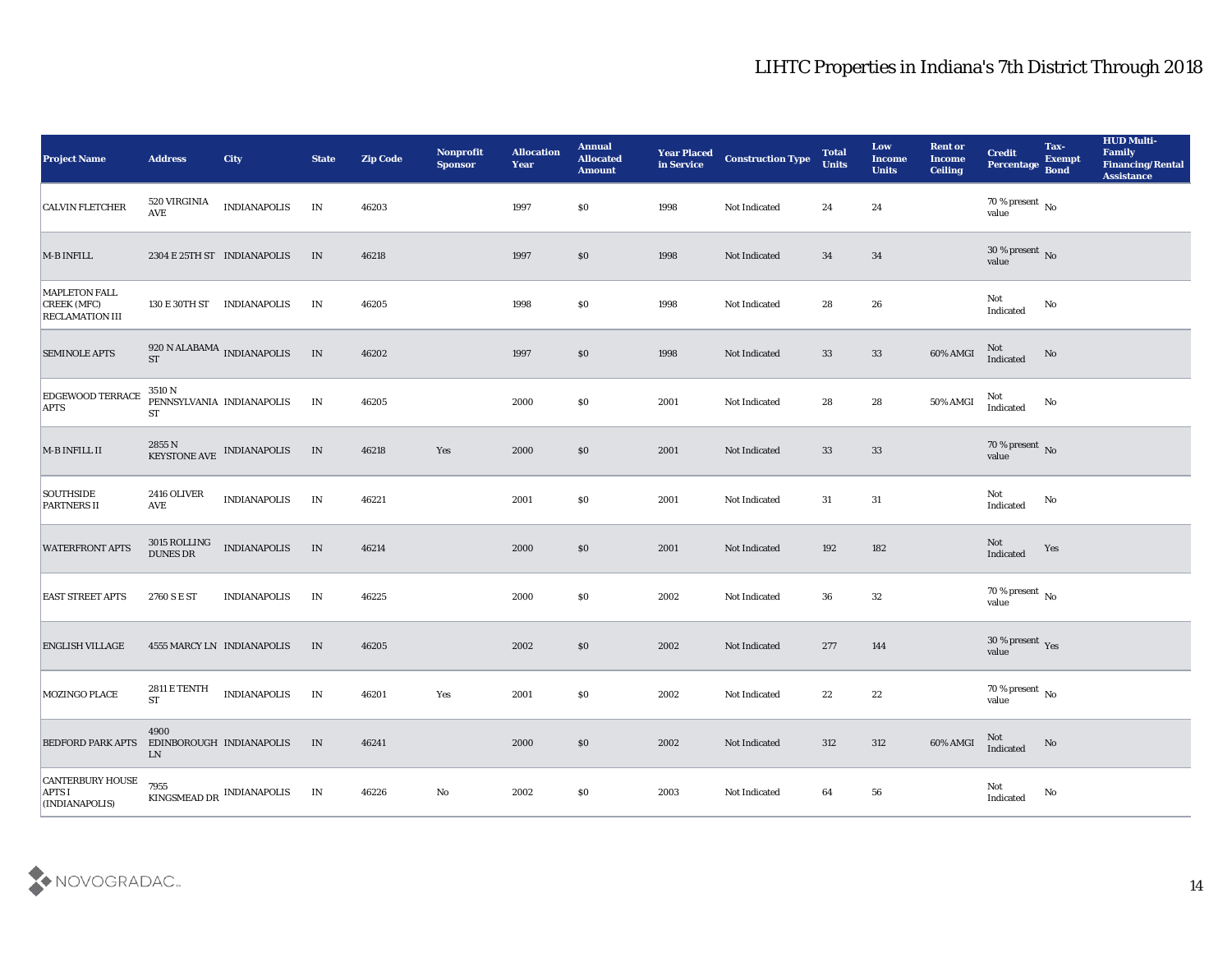# LIHTC Properties in Indiana's 7th District Through 2018

| Project Name | Address | City | State | Zip Code | Nonprofit Sponsor | Allocation Year | Annual Allocated Amount | Year Placed in Service | Construction Type | Total Units | Low Income Units | Rent or Income Ceiling | Credit Percentage | Tax-Exempt Bond | HUD Multi-Family Financing/Rental Assistance |
|---|---|---|---|---|---|---|---|---|---|---|---|---|---|---|---|
| CALVIN FLETCHER | 520 VIRGINIA AVE | INDIANAPOLIS | IN | 46203 | | 1997 | $0 | 1998 | Not Indicated | 24 | 24 | | 70 % present value | No | |
| M-B INFILL | 2304 E 25TH ST | INDIANAPOLIS | IN | 46218 | | 1997 | $0 | 1998 | Not Indicated | 34 | 34 | | 30 % present value | No | |
| MAPLETON FALL CREEK (MFC) RECLAMATION III | 130 E 30TH ST | INDIANAPOLIS | IN | 46205 | | 1998 | $0 | 1998 | Not Indicated | 28 | 26 | | Not Indicated | No | |
| SEMINOLE APTS | 920 N ALABAMA ST | INDIANAPOLIS | IN | 46202 | | 1997 | $0 | 1998 | Not Indicated | 33 | 33 | 60% AMGI | Not Indicated | No | |
| EDGEWOOD TERRACE APTS | 3510 N PENNSYLVANIA ST | INDIANAPOLIS | IN | 46205 | | 2000 | $0 | 2001 | Not Indicated | 28 | 28 | 50% AMGI | Not Indicated | No | |
| M-B INFILL II | 2855 N KEYSTONE AVE | INDIANAPOLIS | IN | 46218 | Yes | 2000 | $0 | 2001 | Not Indicated | 33 | 33 | | 70 % present value | No | |
| SOUTHSIDE PARTNERS II | 2416 OLIVER AVE | INDIANAPOLIS | IN | 46221 | | 2001 | $0 | 2001 | Not Indicated | 31 | 31 | | Not Indicated | No | |
| WATERFRONT APTS | 3015 ROLLING DUNES DR | INDIANAPOLIS | IN | 46214 | | 2000 | $0 | 2001 | Not Indicated | 192 | 182 | | Not Indicated | Yes | |
| EAST STREET APTS | 2760 S E ST | INDIANAPOLIS | IN | 46225 | | 2000 | $0 | 2002 | Not Indicated | 36 | 32 | | 70 % present value | No | |
| ENGLISH VILLAGE | 4555 MARCY LN | INDIANAPOLIS | IN | 46205 | | 2002 | $0 | 2002 | Not Indicated | 277 | 144 | | 30 % present value | Yes | |
| MOZINGO PLACE | 2811 E TENTH ST | INDIANAPOLIS | IN | 46201 | Yes | 2001 | $0 | 2002 | Not Indicated | 22 | 22 | | 70 % present value | No | |
| BEDFORD PARK APTS | 4900 EDINBOROUGH LN | INDIANAPOLIS | IN | 46241 | | 2000 | $0 | 2002 | Not Indicated | 312 | 312 | 60% AMGI | Not Indicated | No | |
| CANTERBURY HOUSE APTS I (INDIANAPOLIS) | 7955 KINGSMEAD DR | INDIANAPOLIS | IN | 46226 | No | 2002 | $0 | 2003 | Not Indicated | 64 | 56 | | Not Indicated | No | |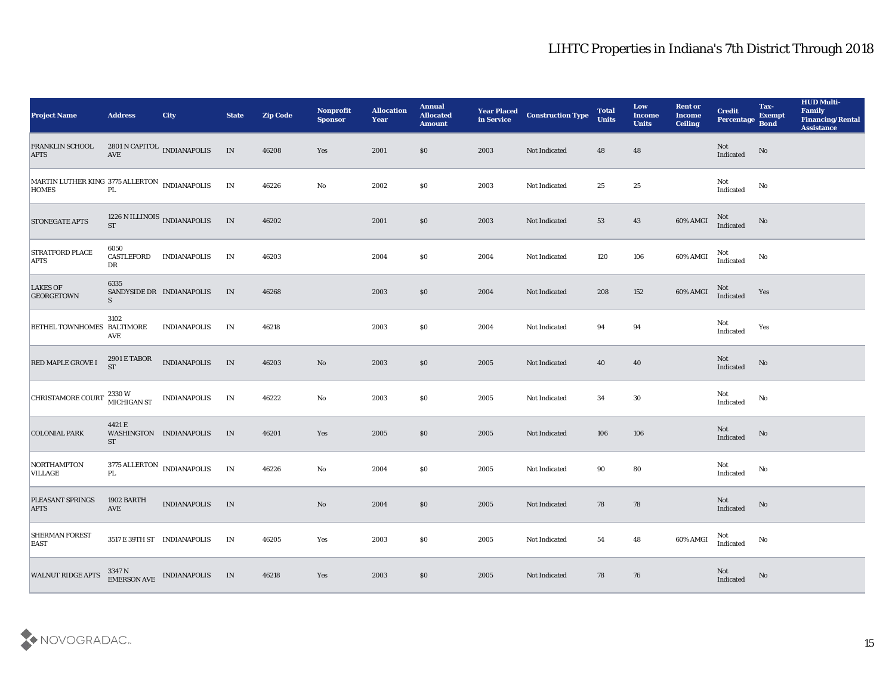## LIHTC Properties in Indiana's 7th District Through 2018

| Project Name | Address | City | State | Zip Code | Nonprofit Sponsor | Allocation Year | Annual Allocated Amount | Year Placed in Service | Construction Type | Total Units | Low Income Units | Rent or Income Ceiling | Credit Percentage | Tax-Exempt Bond | HUD Multi-Family Financing/Rental Assistance |
|---|---|---|---|---|---|---|---|---|---|---|---|---|---|---|---|
| FRANKLIN SCHOOL APTS | 2801 N CAPITOL AVE | INDIANAPOLIS | IN | 46208 | Yes | 2001 | $0 | 2003 | Not Indicated | 48 | 48 | | Not Indicated | No | |
| MARTIN LUTHER KING HOMES | 3775 ALLERTON PL | INDIANAPOLIS | IN | 46226 | No | 2002 | $0 | 2003 | Not Indicated | 25 | 25 | | Not Indicated | No | |
| STONEGATE APTS | 1226 N ILLINOIS ST | INDIANAPOLIS | IN | 46202 | | 2001 | $0 | 2003 | Not Indicated | 53 | 43 | 60% AMGI | Not Indicated | No | |
| STRATFORD PLACE APTS | 6050 CASTLEFORD DR | INDIANAPOLIS | IN | 46203 | | 2004 | $0 | 2004 | Not Indicated | 120 | 106 | 60% AMGI | Not Indicated | No | |
| LAKES OF GEORGETOWN | 6335 SANDYSIDE DR S | INDIANAPOLIS | IN | 46268 | | 2003 | $0 | 2004 | Not Indicated | 208 | 152 | 60% AMGI | Not Indicated | Yes | |
| BETHEL TOWNHOMES | 3102 BALTIMORE AVE | INDIANAPOLIS | IN | 46218 | | 2003 | $0 | 2004 | Not Indicated | 94 | 94 | | Not Indicated | Yes | |
| RED MAPLE GROVE I | 2901 E TABOR ST | INDIANAPOLIS | IN | 46203 | No | 2003 | $0 | 2005 | Not Indicated | 40 | 40 | | Not Indicated | No | |
| CHRISTAMORE COURT | 2330 W MICHIGAN ST | INDIANAPOLIS | IN | 46222 | No | 2003 | $0 | 2005 | Not Indicated | 34 | 30 | | Not Indicated | No | |
| COLONIAL PARK | 4421 E WASHINGTON ST | INDIANAPOLIS | IN | 46201 | Yes | 2005 | $0 | 2005 | Not Indicated | 106 | 106 | | Not Indicated | No | |
| NORTHAMPTON VILLAGE | 3775 ALLERTON PL | INDIANAPOLIS | IN | 46226 | No | 2004 | $0 | 2005 | Not Indicated | 90 | 80 | | Not Indicated | No | |
| PLEASANT SPRINGS APTS | 1902 BARTH AVE | INDIANAPOLIS | IN | | No | 2004 | $0 | 2005 | Not Indicated | 78 | 78 | | Not Indicated | No | |
| SHERMAN FOREST EAST | 3517 E 39TH ST | INDIANAPOLIS | IN | 46205 | Yes | 2003 | $0 | 2005 | Not Indicated | 54 | 48 | 60% AMGI | Not Indicated | No | |
| WALNUT RIDGE APTS | 3347 N EMERSON AVE | INDIANAPOLIS | IN | 46218 | Yes | 2003 | $0 | 2005 | Not Indicated | 78 | 76 | | Not Indicated | No | |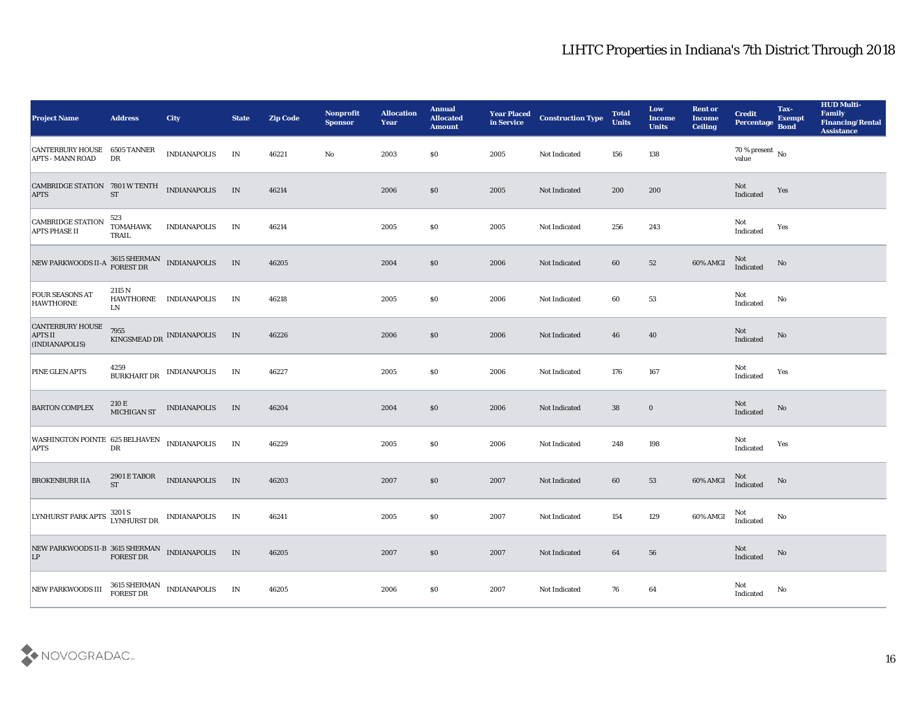# LIHTC Properties in Indiana's 7th District Through 2018

| Project Name | Address | City | State | Zip Code | Nonprofit Sponsor | Allocation Year | Annual Allocated Amount | Year Placed in Service | Construction Type | Total Units | Low Income Units | Rent or Income Ceiling | Credit Percentage | Tax-Exempt Bond | HUD Multi-Family Financing/Rental Assistance |
|---|---|---|---|---|---|---|---|---|---|---|---|---|---|---|---|
| CANTERBURY HOUSE APTS - MANN ROAD | 6505 TANNER DR | INDIANAPOLIS | IN | 46221 | No | 2003 | $0 | 2005 | Not Indicated | 156 | 138 | | 70 % present value | No | |
| CAMBRIDGE STATION APTS | 7801 W TENTH ST | INDIANAPOLIS | IN | 46214 | | 2006 | $0 | 2005 | Not Indicated | 200 | 200 | | Not Indicated | Yes | |
| CAMBRIDGE STATION APTS PHASE II | 523 TOMAHAWK TRAIL | INDIANAPOLIS | IN | 46214 | | 2005 | $0 | 2005 | Not Indicated | 256 | 243 | | Not Indicated | Yes | |
| NEW PARKWOODS II-A | 3615 SHERMAN FOREST DR | INDIANAPOLIS | IN | 46205 | | 2004 | $0 | 2006 | Not Indicated | 60 | 52 | 60% AMGI | Not Indicated | No | |
| FOUR SEASONS AT HAWTHORNE | 2115 N HAWTHORNE LN | INDIANAPOLIS | IN | 46218 | | 2005 | $0 | 2006 | Not Indicated | 60 | 53 | | Not Indicated | No | |
| CANTERBURY HOUSE APTS II (INDIANAPOLIS) | 7955 KINGSMEAD DR | INDIANAPOLIS | IN | 46226 | | 2006 | $0 | 2006 | Not Indicated | 46 | 40 | | Not Indicated | No | |
| PINE GLEN APTS | 4259 BURKHART DR | INDIANAPOLIS | IN | 46227 | | 2005 | $0 | 2006 | Not Indicated | 176 | 167 | | Not Indicated | Yes | |
| BARTON COMPLEX | 210 E MICHIGAN ST | INDIANAPOLIS | IN | 46204 | | 2004 | $0 | 2006 | Not Indicated | 38 | 0 | | Not Indicated | No | |
| WASHINGTON POINTE APTS | 625 BELHAVEN DR | INDIANAPOLIS | IN | 46229 | | 2005 | $0 | 2006 | Not Indicated | 248 | 198 | | Not Indicated | Yes | |
| BROKENBURR IIA | 2901 E TABOR ST | INDIANAPOLIS | IN | 46203 | | 2007 | $0 | 2007 | Not Indicated | 60 | 53 | 60% AMGI | Not Indicated | No | |
| LYNHURST PARK APTS | 3201 S LYNHURST DR | INDIANAPOLIS | IN | 46241 | | 2005 | $0 | 2007 | Not Indicated | 154 | 129 | 60% AMGI | Not Indicated | No | |
| NEW PARKWOODS II-B LP | 3615 SHERMAN FOREST DR | INDIANAPOLIS | IN | 46205 | | 2007 | $0 | 2007 | Not Indicated | 64 | 56 | | Not Indicated | No | |
| NEW PARKWOODS III | 3615 SHERMAN FOREST DR | INDIANAPOLIS | IN | 46205 | | 2006 | $0 | 2007 | Not Indicated | 76 | 64 | | Not Indicated | No | |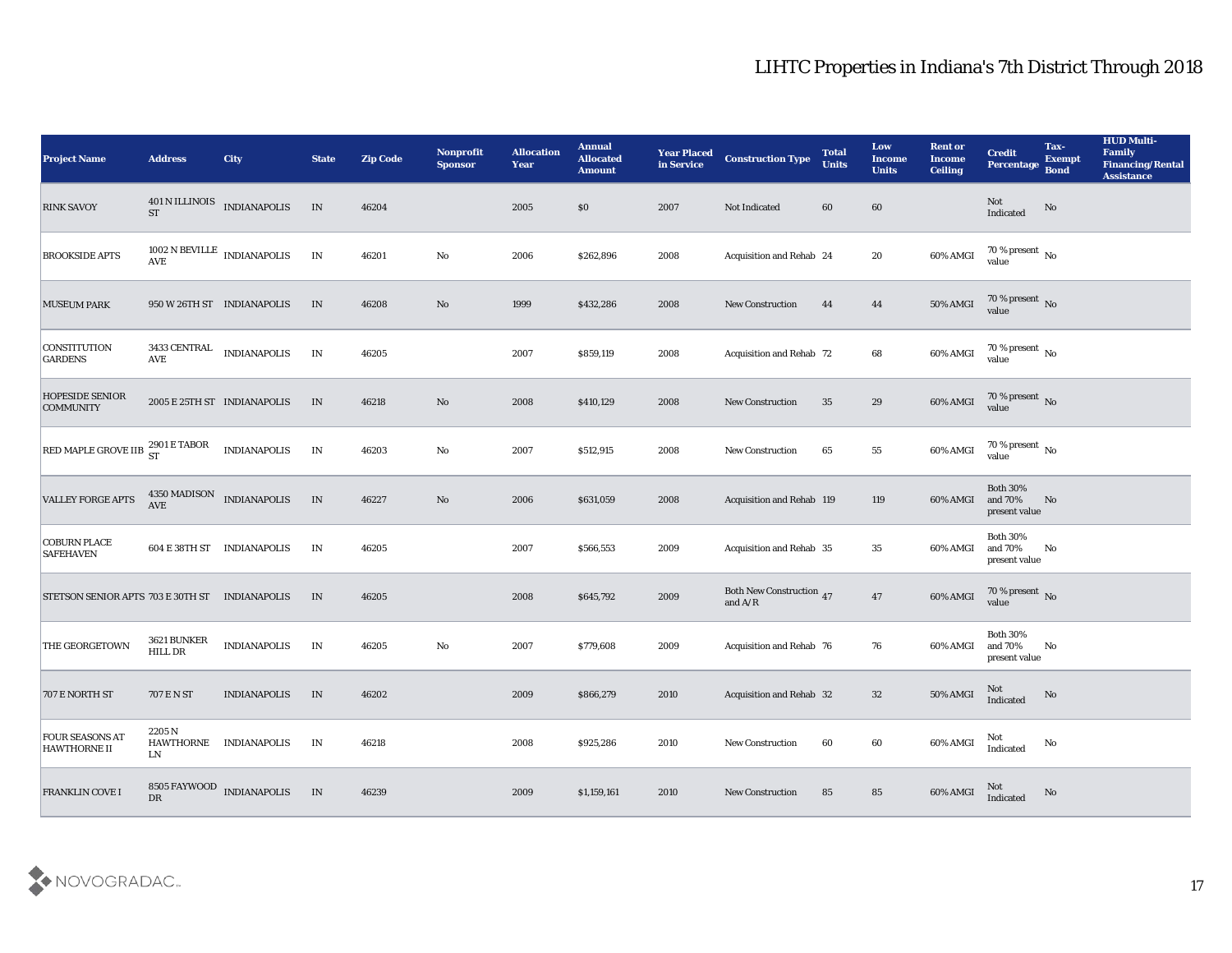# LIHTC Properties in Indiana's 7th District Through 2018

| Project Name | Address | City | State | Zip Code | Nonprofit Sponsor | Allocation Year | Annual Allocated Amount | Year Placed in Service | Construction Type | Total Units | Low Income Units | Rent or Income Ceiling | Credit Percentage | Tax-Exempt Bond | HUD Multi-Family Financing/Rental Assistance |
|---|---|---|---|---|---|---|---|---|---|---|---|---|---|---|---|
| RINK SAVOY | 401 N ILLINOIS ST | INDIANAPOLIS | IN | 46204 | | 2005 | $0 | 2007 | Not Indicated | 60 | 60 | | Not Indicated | No | |
| BROOKSIDE APTS | 1002 N BEVILLE AVE | INDIANAPOLIS | IN | 46201 | No | 2006 | $262,896 | 2008 | Acquisition and Rehab | 24 | 20 | 60% AMGI | 70 % present value | No | |
| MUSEUM PARK | 950 W 26TH ST | INDIANAPOLIS | IN | 46208 | No | 1999 | $432,286 | 2008 | New Construction | 44 | 44 | 50% AMGI | 70 % present value | No | |
| CONSTITUTION GARDENS | 3433 CENTRAL AVE | INDIANAPOLIS | IN | 46205 | | 2007 | $859,119 | 2008 | Acquisition and Rehab | 72 | 68 | 60% AMGI | 70 % present value | No | |
| HOPESIDE SENIOR COMMUNITY | 2005 E 25TH ST | INDIANAPOLIS | IN | 46218 | No | 2008 | $410,129 | 2008 | New Construction | 35 | 29 | 60% AMGI | 70 % present value | No | |
| RED MAPLE GROVE IIB | 2901 E TABOR ST | INDIANAPOLIS | IN | 46203 | No | 2007 | $512,915 | 2008 | New Construction | 65 | 55 | 60% AMGI | 70 % present value | No | |
| VALLEY FORGE APTS | 4350 MADISON AVE | INDIANAPOLIS | IN | 46227 | No | 2006 | $631,059 | 2008 | Acquisition and Rehab | 119 | 119 | 60% AMGI | Both 30% and 70% present value | No | |
| COBURN PLACE SAFEHAVEN | 604 E 38TH ST | INDIANAPOLIS | IN | 46205 | | 2007 | $566,553 | 2009 | Acquisition and Rehab | 35 | 35 | 60% AMGI | Both 30% and 70% present value | No | |
| STETSON SENIOR APTS | 703 E 30TH ST | INDIANAPOLIS | IN | 46205 | | 2008 | $645,792 | 2009 | Both New Construction and A/R | 47 | 47 | 60% AMGI | 70 % present value | No | |
| THE GEORGETOWN | 3621 BUNKER HILL DR | INDIANAPOLIS | IN | 46205 | No | 2007 | $779,608 | 2009 | Acquisition and Rehab | 76 | 76 | 60% AMGI | Both 30% and 70% present value | No | |
| 707 E NORTH ST | 707 E N ST | INDIANAPOLIS | IN | 46202 | | 2009 | $866,279 | 2010 | Acquisition and Rehab | 32 | 32 | 50% AMGI | Not Indicated | No | |
| FOUR SEASONS AT HAWTHORNE II | 2205 N HAWTHORNE LN | INDIANAPOLIS | IN | 46218 | | 2008 | $925,286 | 2010 | New Construction | 60 | 60 | 60% AMGI | Not Indicated | No | |
| FRANKLIN COVE I | 8505 FAYWOOD DR | INDIANAPOLIS | IN | 46239 | | 2009 | $1,159,161 | 2010 | New Construction | 85 | 85 | 60% AMGI | Not Indicated | No | |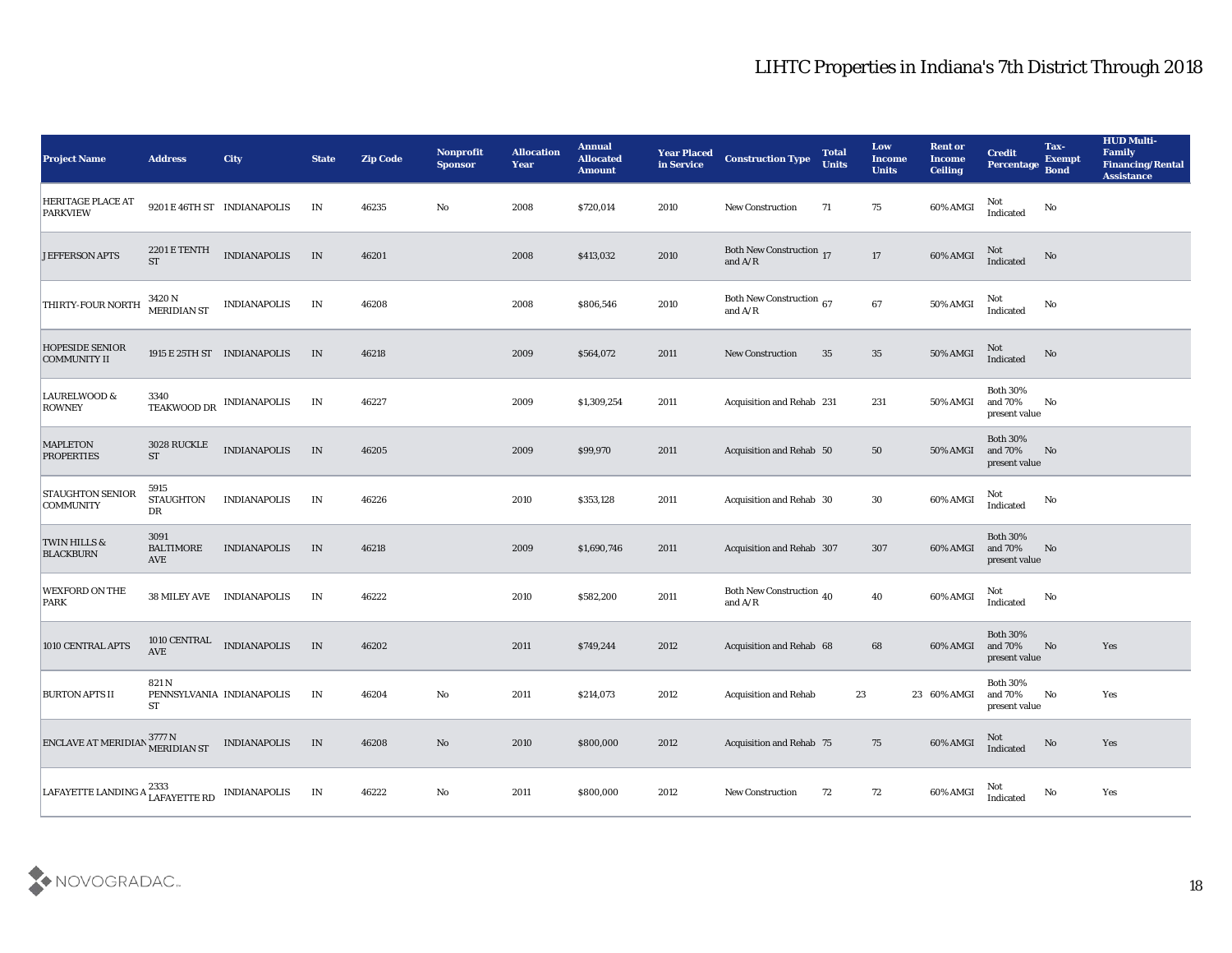# LIHTC Properties in Indiana's 7th District Through 2018

| Project Name | Address | City | State | Zip Code | Nonprofit Sponsor | Allocation Year | Annual Allocated Amount | Year Placed in Service | Construction Type | Total Units | Low Income Units | Rent or Income Ceiling | Credit Percentage | Tax-Exempt Bond | HUD Multi-Family Financing/Rental Assistance |
|---|---|---|---|---|---|---|---|---|---|---|---|---|---|---|---|
| HERITAGE PLACE AT PARKVIEW | 9201 E 46TH ST | INDIANAPOLIS | IN | 46235 | No | 2008 | $720,014 | 2010 | New Construction | 71 | 75 | 60% AMGI | Not Indicated | No | |
| JEFFERSON APTS | 2201 E TENTH ST | INDIANAPOLIS | IN | 46201 | | 2008 | $413,032 | 2010 | Both New Construction and A/R | 17 | 17 | 60% AMGI | Not Indicated | No | |
| THIRTY-FOUR NORTH | 3420 N MERIDIAN ST | INDIANAPOLIS | IN | 46208 | | 2008 | $806,546 | 2010 | Both New Construction and A/R | 67 | 67 | 50% AMGI | Not Indicated | No | |
| HOPESIDE SENIOR COMMUNITY II | 1915 E 25TH ST | INDIANAPOLIS | IN | 46218 | | 2009 | $564,072 | 2011 | New Construction | 35 | 35 | 50% AMGI | Not Indicated | No | |
| LAURELWOOD & ROWNEY | 3340 TEAKWOOD DR | INDIANAPOLIS | IN | 46227 | | 2009 | $1,309,254 | 2011 | Acquisition and Rehab | 231 | 231 | 50% AMGI | Both 30% and 70% present value | No | |
| MAPLETON PROPERTIES | 3028 RUCKLE ST | INDIANAPOLIS | IN | 46205 | | 2009 | $99,970 | 2011 | Acquisition and Rehab | 50 | 50 | 50% AMGI | Both 30% and 70% present value | No | |
| STAUGHTON SENIOR COMMUNITY | 5915 STAUGHTON DR | INDIANAPOLIS | IN | 46226 | | 2010 | $353,128 | 2011 | Acquisition and Rehab | 30 | 30 | 60% AMGI | Not Indicated | No | |
| TWIN HILLS & BLACKBURN | 3091 BALTIMORE AVE | INDIANAPOLIS | IN | 46218 | | 2009 | $1,690,746 | 2011 | Acquisition and Rehab | 307 | 307 | 60% AMGI | Both 30% and 70% present value | No | |
| WEXFORD ON THE PARK | 38 MILEY AVE | INDIANAPOLIS | IN | 46222 | | 2010 | $582,200 | 2011 | Both New Construction and A/R | 40 | 40 | 60% AMGI | Not Indicated | No | |
| 1010 CENTRAL APTS | 1010 CENTRAL AVE | INDIANAPOLIS | IN | 46202 | | 2011 | $749,244 | 2012 | Acquisition and Rehab | 68 | 68 | 60% AMGI | Both 30% and 70% present value | No | Yes |
| BURTON APTS II | 821 N PENNSYLVANIA ST | INDIANAPOLIS | IN | 46204 | No | 2011 | $214,073 | 2012 | Acquisition and Rehab | 23 | 23 | 60% AMGI | Both 30% and 70% present value | No | Yes |
| ENCLAVE AT MERIDIAN | 3777 N MERIDIAN ST | INDIANAPOLIS | IN | 46208 | No | 2010 | $800,000 | 2012 | Acquisition and Rehab | 75 | 75 | 60% AMGI | Not Indicated | No | Yes |
| LAFAYETTE LANDING A | 2333 LAFAYETTE RD | INDIANAPOLIS | IN | 46222 | No | 2011 | $800,000 | 2012 | New Construction | 72 | 72 | 60% AMGI | Not Indicated | No | Yes |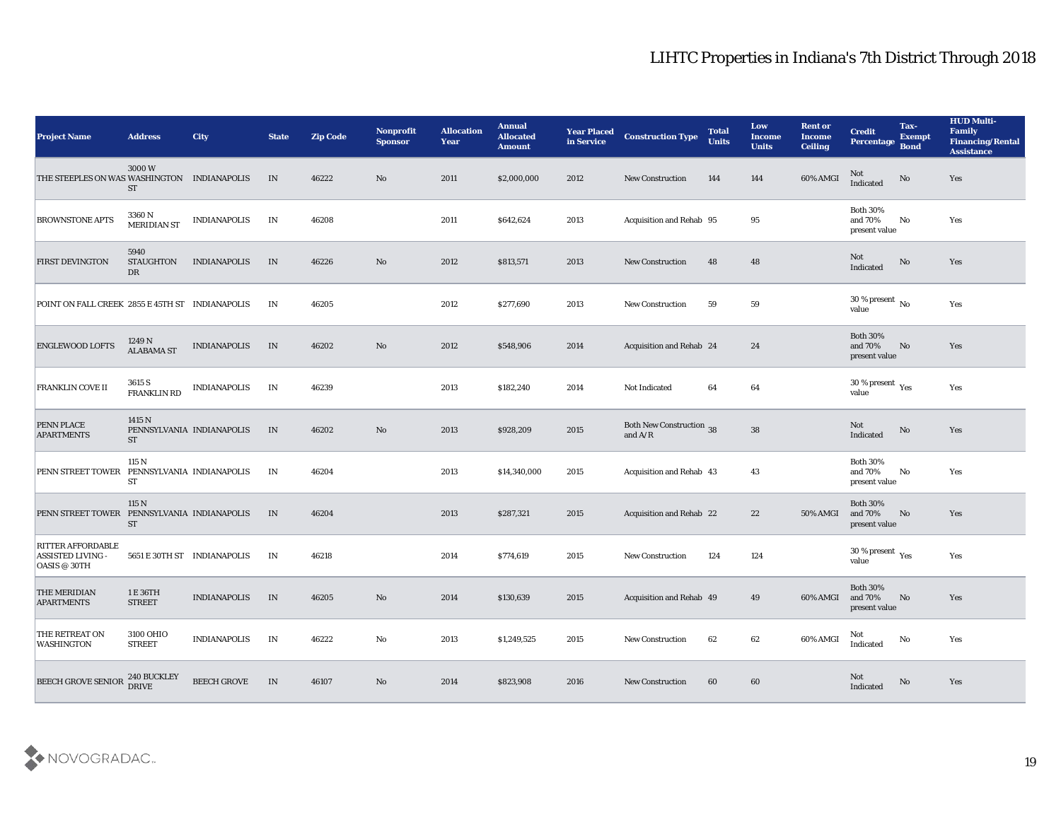# LIHTC Properties in Indiana's 7th District Through 2018

| Project Name | Address | City | State | Zip Code | Nonprofit Sponsor | Allocation Year | Annual Allocated Amount | Year Placed in Service | Construction Type | Total Units | Low Income Units | Rent or Income Ceiling | Credit Percentage | Tax-Exempt Bond | HUD Multi-Family Financing/Rental Assistance |
|---|---|---|---|---|---|---|---|---|---|---|---|---|---|---|---|
| THE STEEPLES ON WAS | 3000 W WASHINGTON ST | INDIANAPOLIS | IN | 46222 | No | 2011 | $2,000,000 | 2012 | New Construction | 144 | 144 | 60% AMGI | Not Indicated | No | Yes |
| BROWNSTONE APTS | 3360 N MERIDIAN ST | INDIANAPOLIS | IN | 46208 | | 2011 | $642,624 | 2013 | Acquisition and Rehab | 95 | 95 | | Both 30% and 70% present value | No | Yes |
| FIRST DEVINGTON | 5940 STAUGHTON DR | INDIANAPOLIS | IN | 46226 | No | 2012 | $813,571 | 2013 | New Construction | 48 | 48 | | Not Indicated | No | Yes |
| POINT ON FALL CREEK | 2855 E 45TH ST | INDIANAPOLIS | IN | 46205 | | 2012 | $277,690 | 2013 | New Construction | 59 | 59 | | 30 % present value | No | Yes |
| ENGLEWOOD LOFTS | 1249 N ALABAMA ST | INDIANAPOLIS | IN | 46202 | No | 2012 | $548,906 | 2014 | Acquisition and Rehab | 24 | 24 | | Both 30% and 70% present value | No | Yes |
| FRANKLIN COVE II | 3615 S FRANKLIN RD | INDIANAPOLIS | IN | 46239 | | 2013 | $182,240 | 2014 | Not Indicated | 64 | 64 | | 30 % present value | Yes | Yes |
| PENN PLACE APARTMENTS | 1415 N PENNSYLVANIA ST | INDIANAPOLIS | IN | 46202 | No | 2013 | $928,209 | 2015 | Both New Construction and A/R | 38 | 38 | | Not Indicated | No | Yes |
| PENN STREET TOWER | 115 N PENNSYLVANIA ST | INDIANAPOLIS | IN | 46204 | | 2013 | $14,340,000 | 2015 | Acquisition and Rehab | 43 | 43 | | Both 30% and 70% present value | No | Yes |
| PENN STREET TOWER | 115 N PENNSYLVANIA ST | INDIANAPOLIS | IN | 46204 | | 2013 | $287,321 | 2015 | Acquisition and Rehab | 22 | 22 | 50% AMGI | Both 30% and 70% present value | No | Yes |
| RITTER AFFORDABLE ASSISTED LIVING - OASIS @ 30TH | 5651 E 30TH ST | INDIANAPOLIS | IN | 46218 | | 2014 | $774,619 | 2015 | New Construction | 124 | 124 | | 30 % present value | Yes | Yes |
| THE MERIDIAN APARTMENTS | 1 E 36TH STREET | INDIANAPOLIS | IN | 46205 | No | 2014 | $130,639 | 2015 | Acquisition and Rehab | 49 | 49 | 60% AMGI | Both 30% and 70% present value | No | Yes |
| THE RETREAT ON WASHINGTON | 3100 OHIO STREET | INDIANAPOLIS | IN | 46222 | No | 2013 | $1,249,525 | 2015 | New Construction | 62 | 62 | 60% AMGI | Not Indicated | No | Yes |
| BEECH GROVE SENIOR | 240 BUCKLEY DRIVE | BEECH GROVE | IN | 46107 | No | 2014 | $823,908 | 2016 | New Construction | 60 | 60 | | Not Indicated | No | Yes |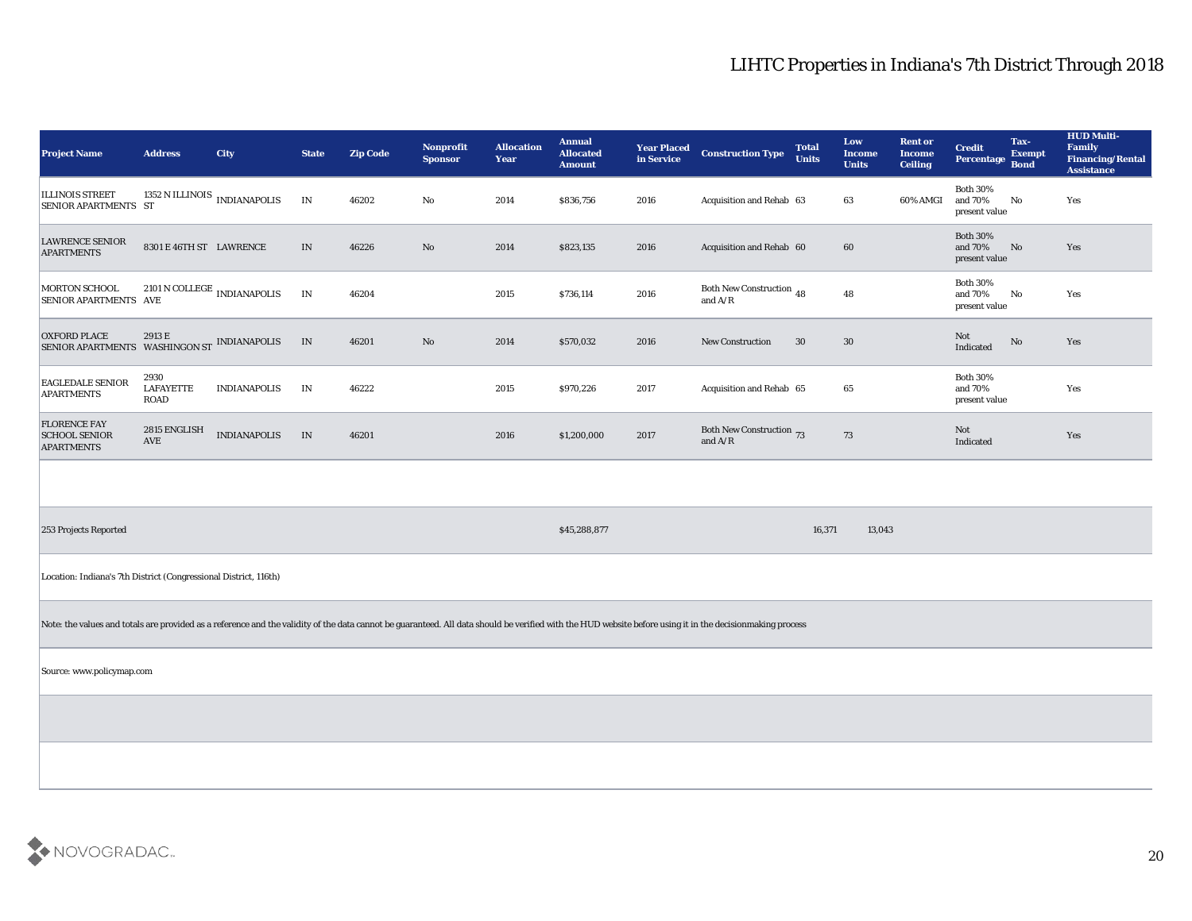# LIHTC Properties in Indiana's 7th District Through 2018

| Project Name | Address | City | State | Zip Code | Nonprofit Sponsor | Allocation Year | Annual Allocated Amount | Year Placed in Service | Construction Type | Total Units | Low Income Units | Rent or Income Ceiling | Credit Percentage | Tax-Exempt Bond | HUD Multi-Family Financing/Rental Assistance |
|---|---|---|---|---|---|---|---|---|---|---|---|---|---|---|---|
| ILLINOIS STREET SENIOR APARTMENTS | 1352 N ILLINOIS ST | INDIANAPOLIS | IN | 46202 | No | 2014 | $836,756 | 2016 | Acquisition and Rehab | 63 | 63 | 60% AMGI | Both 30% and 70% present value | No | Yes |
| LAWRENCE SENIOR APARTMENTS | 8301 E 46TH ST | LAWRENCE | IN | 46226 | No | 2014 | $823,135 | 2016 | Acquisition and Rehab | 60 | 60 | | Both 30% and 70% present value | No | Yes |
| MORTON SCHOOL SENIOR APARTMENTS | 2101 N COLLEGE AVE | INDIANAPOLIS | IN | 46204 | | 2015 | $736,114 | 2016 | Both New Construction and A/R | 48 | 48 | | Both 30% and 70% present value | No | Yes |
| OXFORD PLACE SENIOR APARTMENTS | 2913 E WASHINGON ST | INDIANAPOLIS | IN | 46201 | No | 2014 | $570,032 | 2016 | New Construction | 30 | 30 | | Not Indicated | No | Yes |
| EAGLEDALE SENIOR APARTMENTS | 2930 LAFAYETTE ROAD | INDIANAPOLIS | IN | 46222 | | 2015 | $970,226 | 2017 | Acquisition and Rehab | 65 | 65 | | Both 30% and 70% present value | | Yes |
| FLORENCE FAY SCHOOL SENIOR APARTMENTS | 2815 ENGLISH AVE | INDIANAPOLIS | IN | 46201 | | 2016 | $1,200,000 | 2017 | Both New Construction and A/R | 73 | 73 | | Not Indicated | | Yes |
| | | | | | | | | | | | | | | | |
| 253 Projects Reported | | | | | | | $45,288,877 | | | 16,371 | 13,043 | | | | |

Location: Indiana's 7th District (Congressional District, 116th)

Note: the values and totals are provided as a reference and the validity of the data cannot be guaranteed. All data should be verified with the HUD website before using it in the decisionmaking process

Source: www.policymap.com